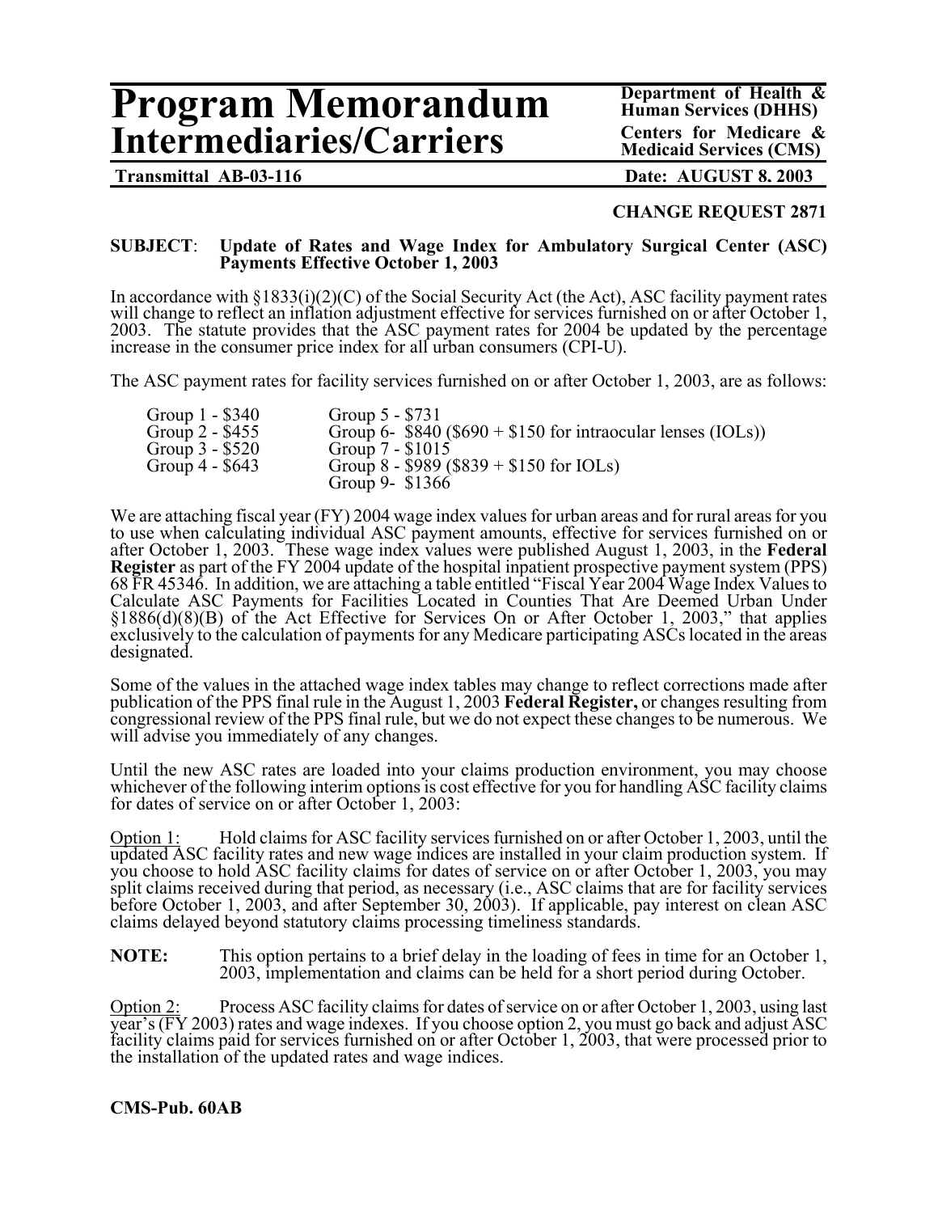# Program Memorandum Intermediaries/Carriers

**Department of Health & Human Services (DHHS)**
**Centers for Medicare & Medicaid Services (CMS)**

**Transmittal AB-03-116** **Date: AUGUST 8. 2003**

**CHANGE REQUEST 2871**

**SUBJECT**: **Update of Rates and Wage Index for Ambulatory Surgical Center (ASC) Payments Effective October 1, 2003**

In accordance with §1833(i)(2)(C) of the Social Security Act (the Act), ASC facility payment rates will change to reflect an inflation adjustment effective for services furnished on or after October 1, 2003. The statute provides that the ASC payment rates for 2004 be updated by the percentage increase in the consumer price index for all urban consumers (CPI-U).

The ASC payment rates for facility services furnished on or after October 1, 2003, are as follows:

| | |
|---|---|
| Group 1 - $340 | Group 5 - $731 |
| Group 2 - $455 | Group 6- $840 ($690 + $150 for intraocular lenses (IOLs)) |
| Group 3 - $520 | Group 7 - $1015 |
| Group 4 - $643 | Group 8 - $989 ($839 + $150 for IOLs) |
| | Group 9- $1366 |

We are attaching fiscal year (FY) 2004 wage index values for urban areas and for rural areas for you to use when calculating individual ASC payment amounts, effective for services furnished on or after October 1, 2003. These wage index values were published August 1, 2003, in the **Federal Register** as part of the FY 2004 update of the hospital inpatient prospective payment system (PPS) 68 FR 45346. In addition, we are attaching a table entitled "Fiscal Year 2004 Wage Index Values to Calculate ASC Payments for Facilities Located in Counties That Are Deemed Urban Under §1886(d)(8)(B) of the Act Effective for Services On or After October 1, 2003," that applies exclusively to the calculation of payments for any Medicare participating ASCs located in the areas designated.

Some of the values in the attached wage index tables may change to reflect corrections made after publication of the PPS final rule in the August 1, 2003 **Federal Register,** or changes resulting from congressional review of the PPS final rule, but we do not expect these changes to be numerous. We will advise you immediately of any changes.

Until the new ASC rates are loaded into your claims production environment, you may choose whichever of the following interim options is cost effective for you for handling ASC facility claims for dates of service on or after October 1, 2003:

Option 1: Hold claims for ASC facility services furnished on or after October 1, 2003, until the updated ASC facility rates and new wage indices are installed in your claim production system. If you choose to hold ASC facility claims for dates of service on or after October 1, 2003, you may split claims received during that period, as necessary (i.e., ASC claims that are for facility services before October 1, 2003, and after September 30, 2003). If applicable, pay interest on clean ASC claims delayed beyond statutory claims processing timeliness standards.

**NOTE:** This option pertains to a brief delay in the loading of fees in time for an October 1, 2003, implementation and claims can be held for a short period during October.

Option 2: Process ASC facility claims for dates of service on or after October 1, 2003, using last year's (FY 2003) rates and wage indexes. If you choose option 2, you must go back and adjust ASC facility claims paid for services furnished on or after October 1, 2003, that were processed prior to the installation of the updated rates and wage indices.

**CMS-Pub. 60AB**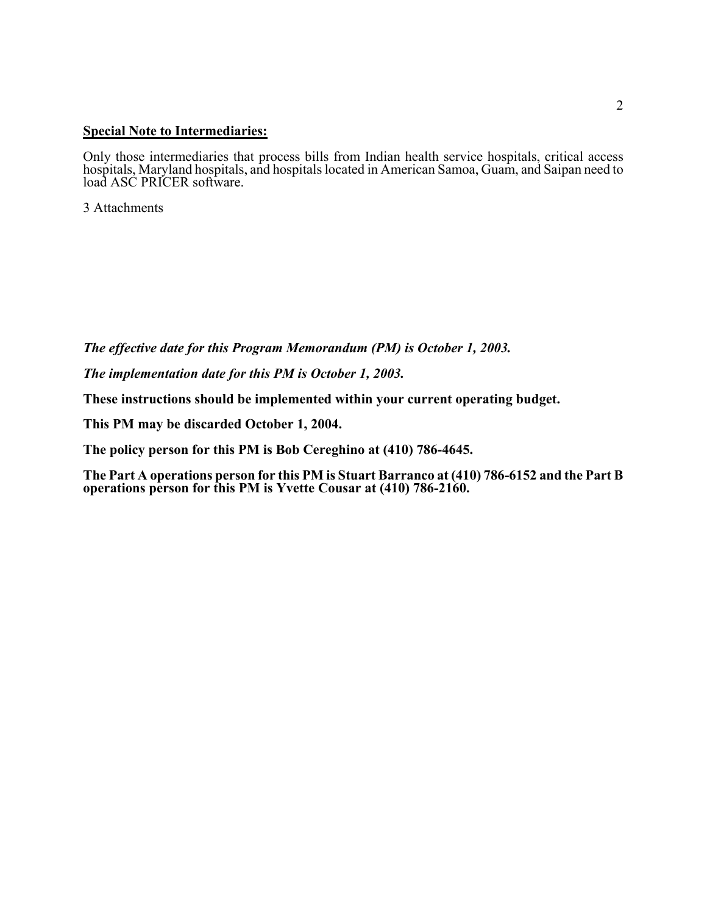**Special Note to Intermediaries:**

Only those intermediaries that process bills from Indian health service hospitals, critical access hospitals, Maryland hospitals, and hospitals located in American Samoa, Guam, and Saipan need to load ASC PRICER software.

3 Attachments

***The effective date for this Program Memorandum (PM) is October 1, 2003.***

***The implementation date for this PM is October 1, 2003.***

**These instructions should be implemented within your current operating budget.**

**This PM may be discarded October 1, 2004.**

**The policy person for this PM is Bob Cereghino at (410) 786-4645.**

**The Part A operations person for this PM is Stuart Barranco at (410) 786-6152 and the Part B operations person for this PM is Yvette Cousar at (410) 786-2160.**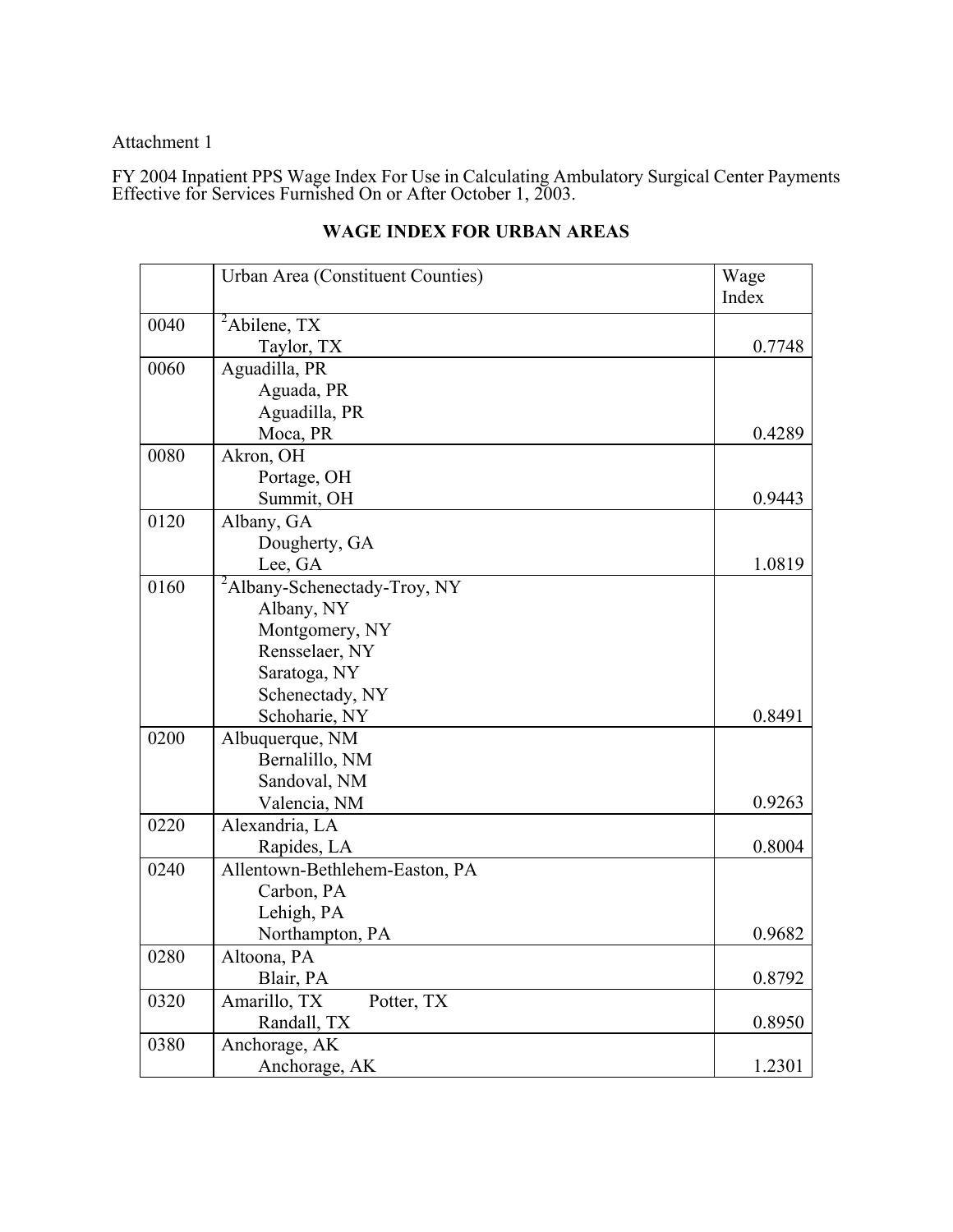Attachment 1

FY 2004 Inpatient PPS Wage Index For Use in Calculating Ambulatory Surgical Center Payments Effective for Services Furnished On or After October 1, 2003.

## WAGE INDEX FOR URBAN AREAS

| | Urban Area (Constituent Counties) | Wage Index |
|---|---|---|
| 0040 | [2]Abilene, TX<br>Taylor, TX | 0.7748 |
| 0060 | Aguadilla, PR<br>Aguada, PR<br>Aguadilla, PR<br>Moca, PR | 0.4289 |
| 0080 | Akron, OH<br>Portage, OH<br>Summit, OH | 0.9443 |
| 0120 | Albany, GA<br>Dougherty, GA<br>Lee, GA | 1.0819 |
| 0160 | [2]Albany-Schenectady-Troy, NY<br>Albany, NY<br>Montgomery, NY<br>Rensselaer, NY<br>Saratoga, NY<br>Schenectady, NY<br>Schoharie, NY | 0.8491 |
| 0200 | Albuquerque, NM<br>Bernalillo, NM<br>Sandoval, NM<br>Valencia, NM | 0.9263 |
| 0220 | Alexandria, LA<br>Rapides, LA | 0.8004 |
| 0240 | Allentown-Bethlehem-Easton, PA<br>Carbon, PA<br>Lehigh, PA<br>Northampton, PA | 0.9682 |
| 0280 | Altoona, PA<br>Blair, PA | 0.8792 |
| 0320 | Amarillo, TX Potter, TX<br>Randall, TX | 0.8950 |
| 0380 | Anchorage, AK<br>Anchorage, AK | 1.2301 |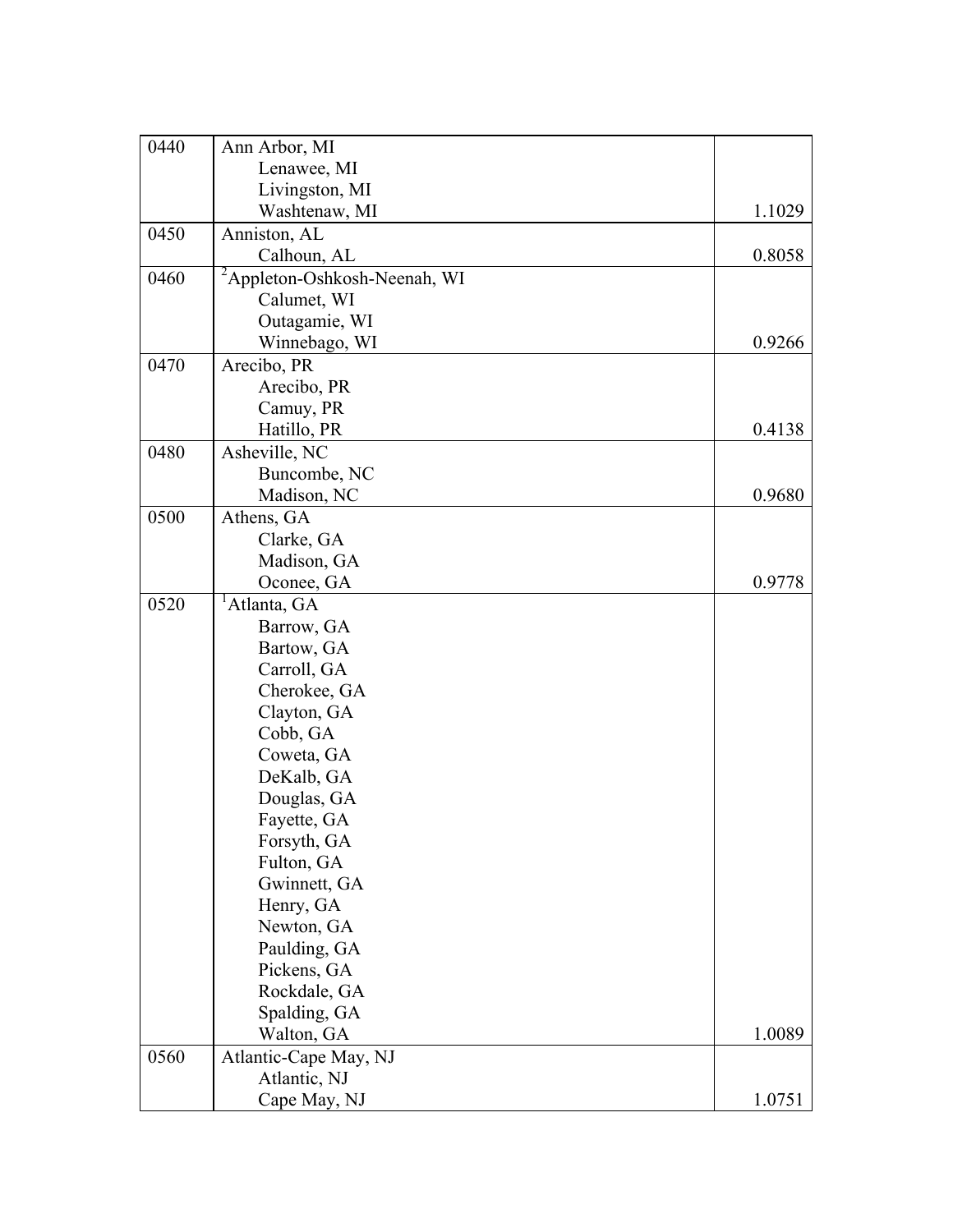| | | |
|---|---|---|
| 0440 | Ann Arbor, MI<br>Lenawee, MI<br>Livingston, MI<br>Washtenaw, MI | 1.1029 |
| 0450 | Anniston, AL<br>Calhoun, AL | 0.8058 |
| 0460 | [2]Appleton-Oshkosh-Neenah, WI<br>Calumet, WI<br>Outagamie, WI<br>Winnebago, WI | 0.9266 |
| 0470 | Arecibo, PR<br>Arecibo, PR<br>Camuy, PR<br>Hatillo, PR | 0.4138 |
| 0480 | Asheville, NC<br>Buncombe, NC<br>Madison, NC | 0.9680 |
| 0500 | Athens, GA<br>Clarke, GA<br>Madison, GA<br>Oconee, GA | 0.9778 |
| 0520 | [1]Atlanta, GA<br>Barrow, GA<br>Bartow, GA<br>Carroll, GA<br>Cherokee, GA<br>Clayton, GA<br>Cobb, GA<br>Coweta, GA<br>DeKalb, GA<br>Douglas, GA<br>Fayette, GA<br>Forsyth, GA<br>Fulton, GA<br>Gwinnett, GA<br>Henry, GA<br>Newton, GA<br>Paulding, GA<br>Pickens, GA<br>Rockdale, GA<br>Spalding, GA<br>Walton, GA | 1.0089 |
| 0560 | Atlantic-Cape May, NJ<br>Atlantic, NJ<br>Cape May, NJ | 1.0751 |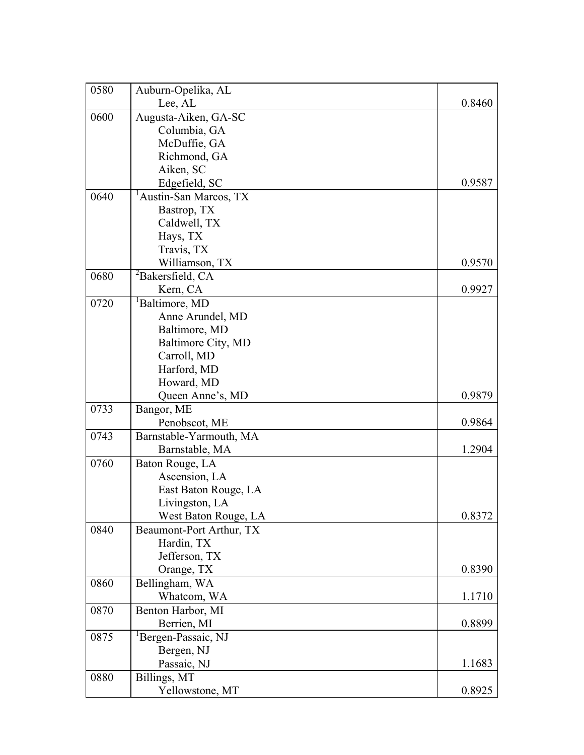| | | |
|---|---|---|
| 0580 | Auburn-Opelika, AL<br>Lee, AL | 0.8460 |
| 0600 | Augusta-Aiken, GA-SC<br>Columbia, GA<br>McDuffie, GA<br>Richmond, GA<br>Aiken, SC<br>Edgefield, SC | 0.9587 |
| 0640 | [1]Austin-San Marcos, TX<br>Bastrop, TX<br>Caldwell, TX<br>Hays, TX<br>Travis, TX<br>Williamson, TX | 0.9570 |
| 0680 | [2]Bakersfield, CA<br>Kern, CA | 0.9927 |
| 0720 | [1]Baltimore, MD<br>Anne Arundel, MD<br>Baltimore, MD<br>Baltimore City, MD<br>Carroll, MD<br>Harford, MD<br>Howard, MD<br>Queen Anne's, MD | 0.9879 |
| 0733 | Bangor, ME<br>Penobscot, ME | 0.9864 |
| 0743 | Barnstable-Yarmouth, MA<br>Barnstable, MA | 1.2904 |
| 0760 | Baton Rouge, LA<br>Ascension, LA<br>East Baton Rouge, LA<br>Livingston, LA<br>West Baton Rouge, LA | 0.8372 |
| 0840 | Beaumont-Port Arthur, TX<br>Hardin, TX<br>Jefferson, TX<br>Orange, TX | 0.8390 |
| 0860 | Bellingham, WA<br>Whatcom, WA | 1.1710 |
| 0870 | Benton Harbor, MI<br>Berrien, MI | 0.8899 |
| 0875 | [1]Bergen-Passaic, NJ<br>Bergen, NJ<br>Passaic, NJ | 1.1683 |
| 0880 | Billings, MT<br>Yellowstone, MT | 0.8925 |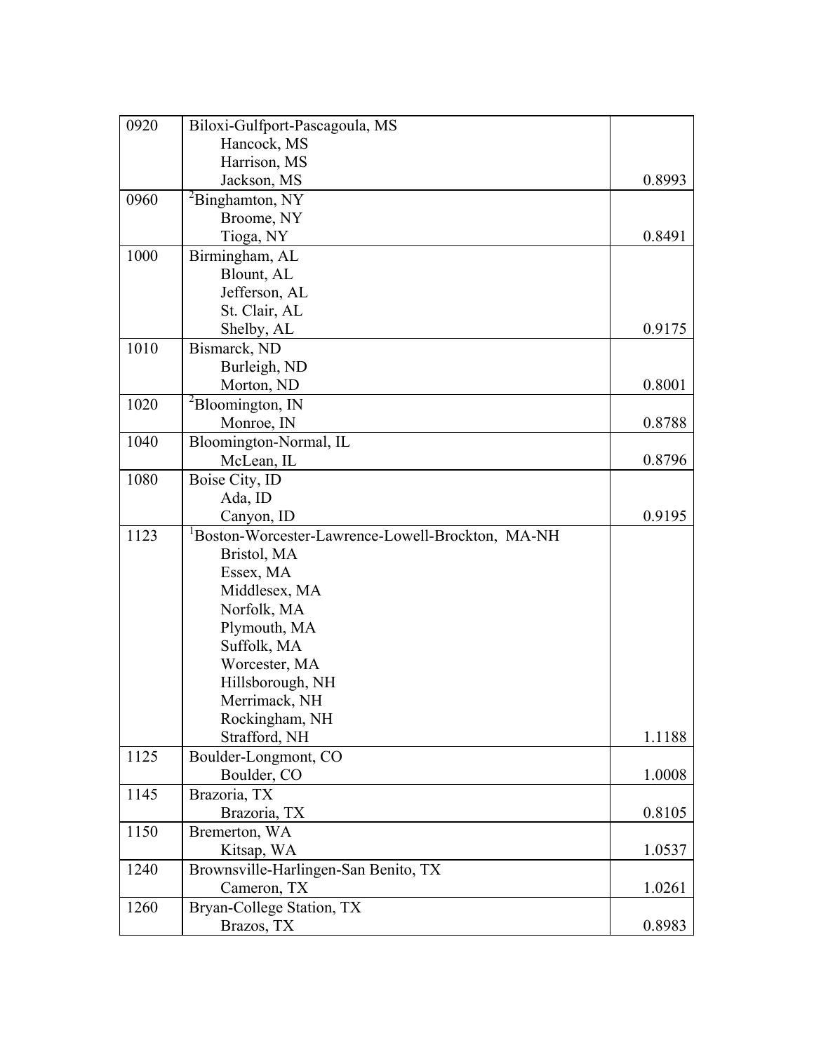| | | |
|---|---|---|
| 0920 | Biloxi-Gulfport-Pascagoula, MS<br>Hancock, MS<br>Harrison, MS<br>Jackson, MS | 0.8993 |
| 0960 | [2]Binghamton, NY<br>Broome, NY<br>Tioga, NY | 0.8491 |
| 1000 | Birmingham, AL<br>Blount, AL<br>Jefferson, AL<br>St. Clair, AL<br>Shelby, AL | 0.9175 |
| 1010 | Bismarck, ND<br>Burleigh, ND<br>Morton, ND | 0.8001 |
| 1020 | [2]Bloomington, IN<br>Monroe, IN | 0.8788 |
| 1040 | Bloomington-Normal, IL<br>McLean, IL | 0.8796 |
| 1080 | Boise City, ID<br>Ada, ID<br>Canyon, ID | 0.9195 |
| 1123 | [1]Boston-Worcester-Lawrence-Lowell-Brockton, MA-NH<br>Bristol, MA<br>Essex, MA<br>Middlesex, MA<br>Norfolk, MA<br>Plymouth, MA<br>Suffolk, MA<br>Worcester, MA<br>Hillsborough, NH<br>Merrimack, NH<br>Rockingham, NH<br>Strafford, NH | 1.1188 |
| 1125 | Boulder-Longmont, CO<br>Boulder, CO | 1.0008 |
| 1145 | Brazoria, TX<br>Brazoria, TX | 0.8105 |
| 1150 | Bremerton, WA<br>Kitsap, WA | 1.0537 |
| 1240 | Brownsville-Harlingen-San Benito, TX<br>Cameron, TX | 1.0261 |
| 1260 | Bryan-College Station, TX<br>Brazos, TX | 0.8983 |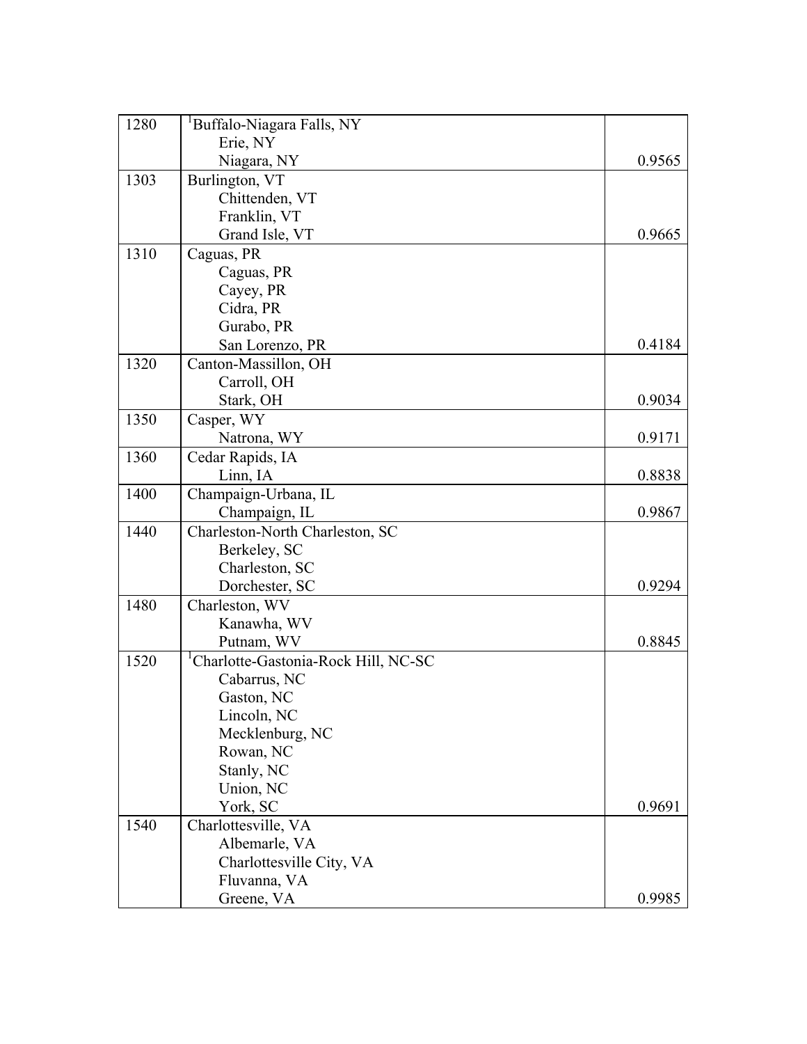| | | |
|---|---|---|
| 1280 | [1]Buffalo-Niagara Falls, NY<br>Erie, NY<br>Niagara, NY | 0.9565 |
| 1303 | Burlington, VT<br>Chittenden, VT<br>Franklin, VT<br>Grand Isle, VT | 0.9665 |
| 1310 | Caguas, PR<br>Caguas, PR<br>Cayey, PR<br>Cidra, PR<br>Gurabo, PR<br>San Lorenzo, PR | 0.4184 |
| 1320 | Canton-Massillon, OH<br>Carroll, OH<br>Stark, OH | 0.9034 |
| 1350 | Casper, WY<br>Natrona, WY | 0.9171 |
| 1360 | Cedar Rapids, IA<br>Linn, IA | 0.8838 |
| 1400 | Champaign-Urbana, IL<br>Champaign, IL | 0.9867 |
| 1440 | Charleston-North Charleston, SC<br>Berkeley, SC<br>Charleston, SC<br>Dorchester, SC | 0.9294 |
| 1480 | Charleston, WV<br>Kanawha, WV<br>Putnam, WV | 0.8845 |
| 1520 | [1]Charlotte-Gastonia-Rock Hill, NC-SC<br>Cabarrus, NC<br>Gaston, NC<br>Lincoln, NC<br>Mecklenburg, NC<br>Rowan, NC<br>Stanly, NC<br>Union, NC<br>York, SC | 0.9691 |
| 1540 | Charlottesville, VA<br>Albemarle, VA<br>Charlottesville City, VA<br>Fluvanna, VA<br>Greene, VA | 0.9985 |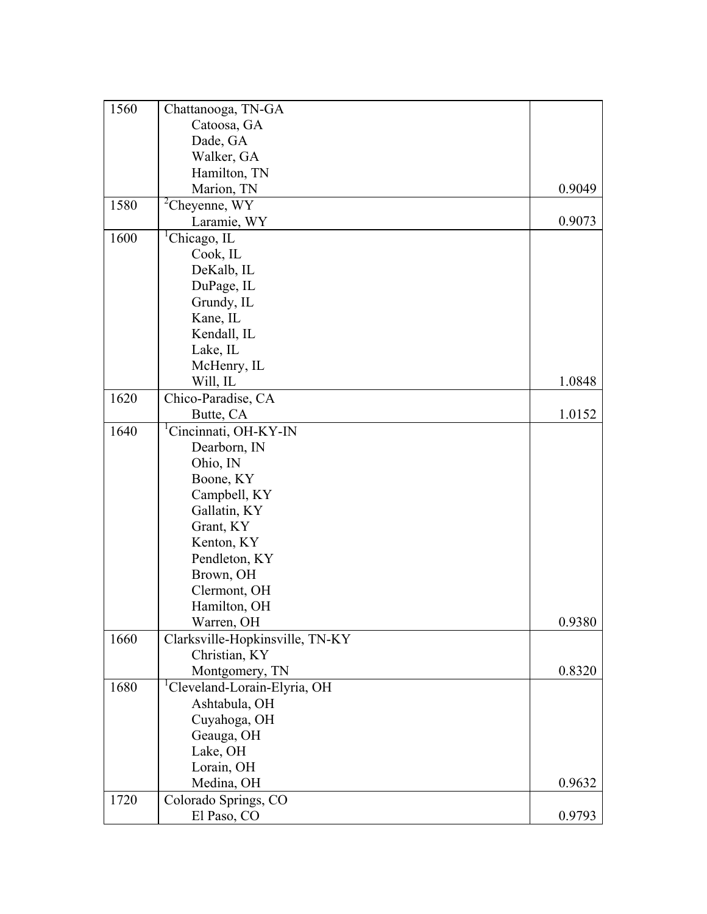| | | |
|---|---|---|
| 1560 | Chattanooga, TN-GA<br>Catoosa, GA<br>Dade, GA<br>Walker, GA<br>Hamilton, TN<br>Marion, TN | 0.9049 |
| 1580 | [2]Cheyenne, WY<br>Laramie, WY | 0.9073 |
| 1600 | [1]Chicago, IL<br>Cook, IL<br>DeKalb, IL<br>DuPage, IL<br>Grundy, IL<br>Kane, IL<br>Kendall, IL<br>Lake, IL<br>McHenry, IL<br>Will, IL | 1.0848 |
| 1620 | Chico-Paradise, CA<br>Butte, CA | 1.0152 |
| 1640 | [1]Cincinnati, OH-KY-IN<br>Dearborn, IN<br>Ohio, IN<br>Boone, KY<br>Campbell, KY<br>Gallatin, KY<br>Grant, KY<br>Kenton, KY<br>Pendleton, KY<br>Brown, OH<br>Clermont, OH<br>Hamilton, OH<br>Warren, OH | 0.9380 |
| 1660 | Clarksville-Hopkinsville, TN-KY<br>Christian, KY<br>Montgomery, TN | 0.8320 |
| 1680 | [1]Cleveland-Lorain-Elyria, OH<br>Ashtabula, OH<br>Cuyahoga, OH<br>Geauga, OH<br>Lake, OH<br>Lorain, OH<br>Medina, OH | 0.9632 |
| 1720 | Colorado Springs, CO<br>El Paso, CO | 0.9793 |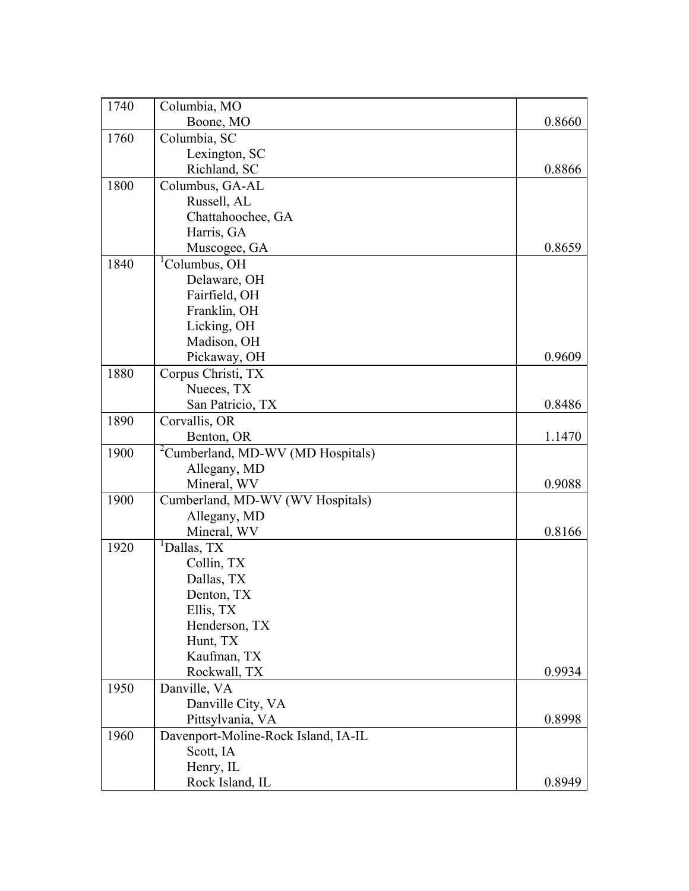| | | |
|---|---|---|
| 1740 | Columbia, MO<br>Boone, MO | 0.8660 |
| 1760 | Columbia, SC<br>Lexington, SC<br>Richland, SC | 0.8866 |
| 1800 | Columbus, GA-AL<br>Russell, AL<br>Chattahoochee, GA<br>Harris, GA<br>Muscogee, GA | 0.8659 |
| 1840 | [1]Columbus, OH<br>Delaware, OH<br>Fairfield, OH<br>Franklin, OH<br>Licking, OH<br>Madison, OH<br>Pickaway, OH | 0.9609 |
| 1880 | Corpus Christi, TX<br>Nueces, TX<br>San Patricio, TX | 0.8486 |
| 1890 | Corvallis, OR<br>Benton, OR | 1.1470 |
| 1900 | [2]Cumberland, MD-WV (MD Hospitals)<br>Allegany, MD<br>Mineral, WV | 0.9088 |
| 1900 | Cumberland, MD-WV (WV Hospitals)<br>Allegany, MD<br>Mineral, WV | 0.8166 |
| 1920 | [1]Dallas, TX<br>Collin, TX<br>Dallas, TX<br>Denton, TX<br>Ellis, TX<br>Henderson, TX<br>Hunt, TX<br>Kaufman, TX<br>Rockwall, TX | 0.9934 |
| 1950 | Danville, VA<br>Danville City, VA<br>Pittsylvania, VA | 0.8998 |
| 1960 | Davenport-Moline-Rock Island, IA-IL<br>Scott, IA<br>Henry, IL<br>Rock Island, IL | 0.8949 |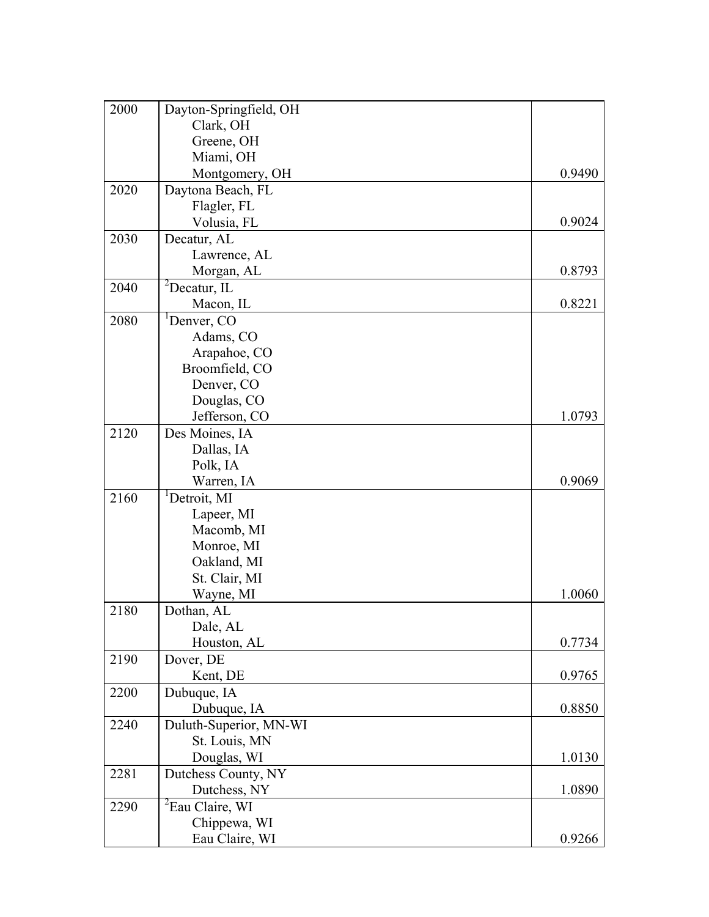| | | |
|---|---|---|
| 2000 | Dayton-Springfield, OH<br>Clark, OH<br>Greene, OH<br>Miami, OH<br>Montgomery, OH | 0.9490 |
| 2020 | Daytona Beach, FL<br>Flagler, FL<br>Volusia, FL | 0.9024 |
| 2030 | Decatur, AL<br>Lawrence, AL<br>Morgan, AL | 0.8793 |
| 2040 | [2]Decatur, IL<br>Macon, IL | 0.8221 |
| 2080 | [1]Denver, CO<br>Adams, CO<br>Arapahoe, CO<br>Broomfield, CO<br>Denver, CO<br>Douglas, CO<br>Jefferson, CO | 1.0793 |
| 2120 | Des Moines, IA<br>Dallas, IA<br>Polk, IA<br>Warren, IA | 0.9069 |
| 2160 | [1]Detroit, MI<br>Lapeer, MI<br>Macomb, MI<br>Monroe, MI<br>Oakland, MI<br>St. Clair, MI<br>Wayne, MI | 1.0060 |
| 2180 | Dothan, AL<br>Dale, AL<br>Houston, AL | 0.7734 |
| 2190 | Dover, DE<br>Kent, DE | 0.9765 |
| 2200 | Dubuque, IA<br>Dubuque, IA | 0.8850 |
| 2240 | Duluth-Superior, MN-WI<br>St. Louis, MN<br>Douglas, WI | 1.0130 |
| 2281 | Dutchess County, NY<br>Dutchess, NY | 1.0890 |
| 2290 | [2]Eau Claire, WI<br>Chippewa, WI<br>Eau Claire, WI | 0.9266 |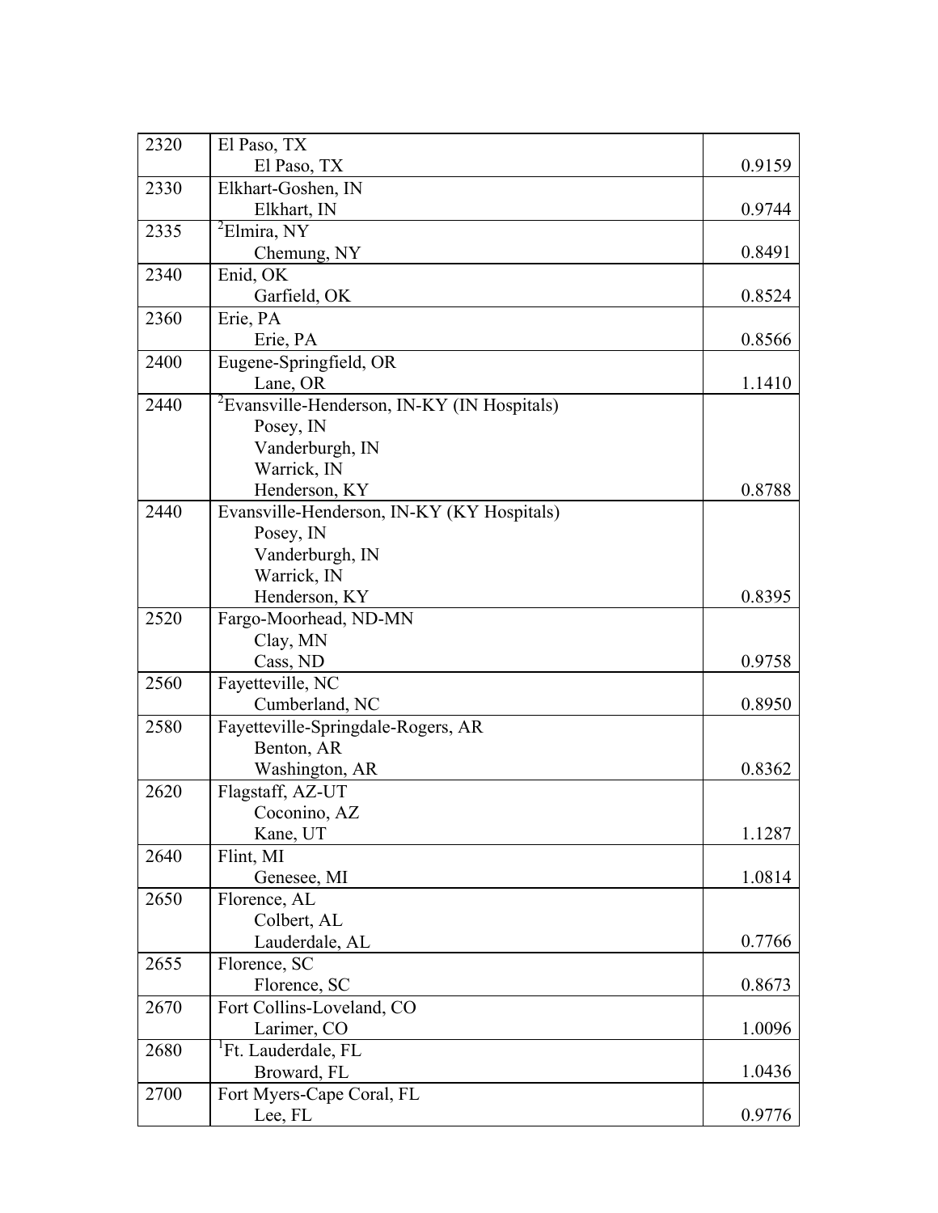| | | |
|---|---|---|
| 2320 | El Paso, TX<br>El Paso, TX | 0.9159 |
| 2330 | Elkhart-Goshen, IN<br>Elkhart, IN | 0.9744 |
| 2335 | [2]Elmira, NY<br>Chemung, NY | 0.8491 |
| 2340 | Enid, OK<br>Garfield, OK | 0.8524 |
| 2360 | Erie, PA<br>Erie, PA | 0.8566 |
| 2400 | Eugene-Springfield, OR<br>Lane, OR | 1.1410 |
| 2440 | [2]Evansville-Henderson, IN-KY (IN Hospitals)<br>Posey, IN<br>Vanderburgh, IN<br>Warrick, IN<br>Henderson, KY | 0.8788 |
| 2440 | Evansville-Henderson, IN-KY (KY Hospitals)<br>Posey, IN<br>Vanderburgh, IN<br>Warrick, IN<br>Henderson, KY | 0.8395 |
| 2520 | Fargo-Moorhead, ND-MN<br>Clay, MN<br>Cass, ND | 0.9758 |
| 2560 | Fayetteville, NC<br>Cumberland, NC | 0.8950 |
| 2580 | Fayetteville-Springdale-Rogers, AR<br>Benton, AR<br>Washington, AR | 0.8362 |
| 2620 | Flagstaff, AZ-UT<br>Coconino, AZ<br>Kane, UT | 1.1287 |
| 2640 | Flint, MI<br>Genesee, MI | 1.0814 |
| 2650 | Florence, AL<br>Colbert, AL<br>Lauderdale, AL | 0.7766 |
| 2655 | Florence, SC<br>Florence, SC | 0.8673 |
| 2670 | Fort Collins-Loveland, CO<br>Larimer, CO | 1.0096 |
| 2680 | [1]Ft. Lauderdale, FL<br>Broward, FL | 1.0436 |
| 2700 | Fort Myers-Cape Coral, FL<br>Lee, FL | 0.9776 |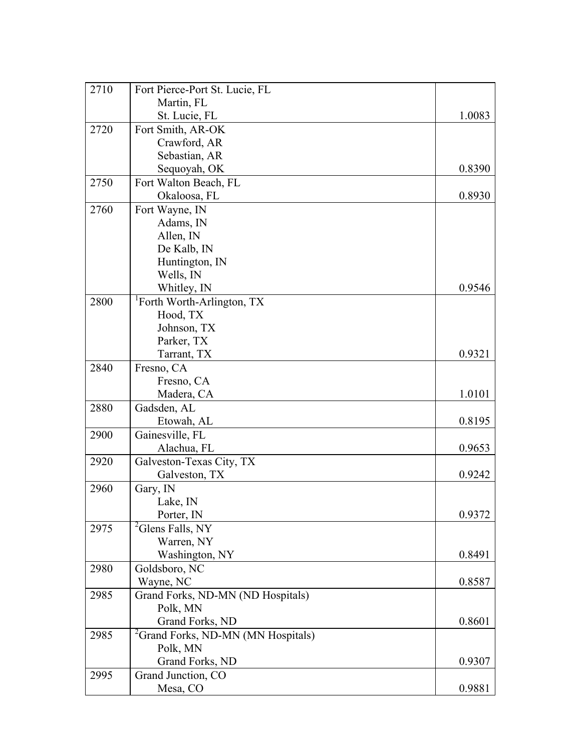| | | |
|---|---|---|
| 2710 | Fort Pierce-Port St. Lucie, FL<br>Martin, FL<br>St. Lucie, FL | 1.0083 |
| 2720 | Fort Smith, AR-OK<br>Crawford, AR<br>Sebastian, AR<br>Sequoyah, OK | 0.8390 |
| 2750 | Fort Walton Beach, FL<br>Okaloosa, FL | 0.8930 |
| 2760 | Fort Wayne, IN<br>Adams, IN<br>Allen, IN<br>De Kalb, IN<br>Huntington, IN<br>Wells, IN<br>Whitley, IN | 0.9546 |
| 2800 | [1]Forth Worth-Arlington, TX<br>Hood, TX<br>Johnson, TX<br>Parker, TX<br>Tarrant, TX | 0.9321 |
| 2840 | Fresno, CA<br>Fresno, CA<br>Madera, CA | 1.0101 |
| 2880 | Gadsden, AL<br>Etowah, AL | 0.8195 |
| 2900 | Gainesville, FL<br>Alachua, FL | 0.9653 |
| 2920 | Galveston-Texas City, TX<br>Galveston, TX | 0.9242 |
| 2960 | Gary, IN<br>Lake, IN<br>Porter, IN | 0.9372 |
| 2975 | [2]Glens Falls, NY<br>Warren, NY<br>Washington, NY | 0.8491 |
| 2980 | Goldsboro, NC<br>Wayne, NC | 0.8587 |
| 2985 | Grand Forks, ND-MN (ND Hospitals)<br>Polk, MN<br>Grand Forks, ND | 0.8601 |
| 2985 | [2]Grand Forks, ND-MN (MN Hospitals)<br>Polk, MN<br>Grand Forks, ND | 0.9307 |
| 2995 | Grand Junction, CO<br>Mesa, CO | 0.9881 |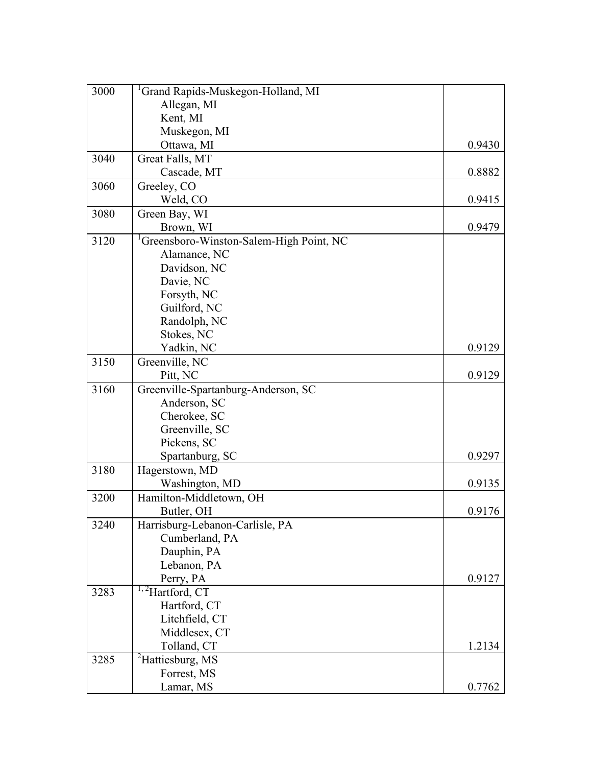| | | |
|---|---|---|
| 3000 | [1]Grand Rapids-Muskegon-Holland, MI<br>Allegan, MI<br>Kent, MI<br>Muskegon, MI<br>Ottawa, MI | 0.9430 |
| 3040 | Great Falls, MT<br>Cascade, MT | 0.8882 |
| 3060 | Greeley, CO<br>Weld, CO | 0.9415 |
| 3080 | Green Bay, WI<br>Brown, WI | 0.9479 |
| 3120 | [1]Greensboro-Winston-Salem-High Point, NC<br>Alamance, NC<br>Davidson, NC<br>Davie, NC<br>Forsyth, NC<br>Guilford, NC<br>Randolph, NC<br>Stokes, NC<br>Yadkin, NC | 0.9129 |
| 3150 | Greenville, NC<br>Pitt, NC | 0.9129 |
| 3160 | Greenville-Spartanburg-Anderson, SC<br>Anderson, SC<br>Cherokee, SC<br>Greenville, SC<br>Pickens, SC<br>Spartanburg, SC | 0.9297 |
| 3180 | Hagerstown, MD<br>Washington, MD | 0.9135 |
| 3200 | Hamilton-Middletown, OH<br>Butler, OH | 0.9176 |
| 3240 | Harrisburg-Lebanon-Carlisle, PA<br>Cumberland, PA<br>Dauphin, PA<br>Lebanon, PA<br>Perry, PA | 0.9127 |
| 3283 | [1, 2]Hartford, CT<br>Hartford, CT<br>Litchfield, CT<br>Middlesex, CT<br>Tolland, CT | 1.2134 |
| 3285 | [2]Hattiesburg, MS<br>Forrest, MS<br>Lamar, MS | 0.7762 |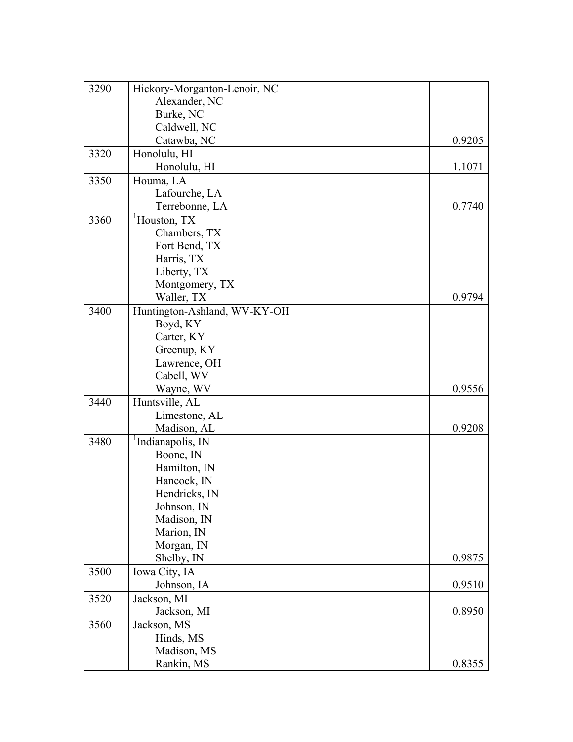| | | |
|---|---|---|
| 3290 | Hickory-Morganton-Lenoir, NC<br>Alexander, NC<br>Burke, NC<br>Caldwell, NC<br>Catawba, NC | 0.9205 |
| 3320 | Honolulu, HI<br>Honolulu, HI | 1.1071 |
| 3350 | Houma, LA<br>Lafourche, LA<br>Terrebonne, LA | 0.7740 |
| 3360 | [1]Houston, TX<br>Chambers, TX<br>Fort Bend, TX<br>Harris, TX<br>Liberty, TX<br>Montgomery, TX<br>Waller, TX | 0.9794 |
| 3400 | Huntington-Ashland, WV-KY-OH<br>Boyd, KY<br>Carter, KY<br>Greenup, KY<br>Lawrence, OH<br>Cabell, WV<br>Wayne, WV | 0.9556 |
| 3440 | Huntsville, AL<br>Limestone, AL<br>Madison, AL | 0.9208 |
| 3480 | [1]Indianapolis, IN<br>Boone, IN<br>Hamilton, IN<br>Hancock, IN<br>Hendricks, IN<br>Johnson, IN<br>Madison, IN<br>Marion, IN<br>Morgan, IN<br>Shelby, IN | 0.9875 |
| 3500 | Iowa City, IA<br>Johnson, IA | 0.9510 |
| 3520 | Jackson, MI<br>Jackson, MI | 0.8950 |
| 3560 | Jackson, MS<br>Hinds, MS<br>Madison, MS<br>Rankin, MS | 0.8355 |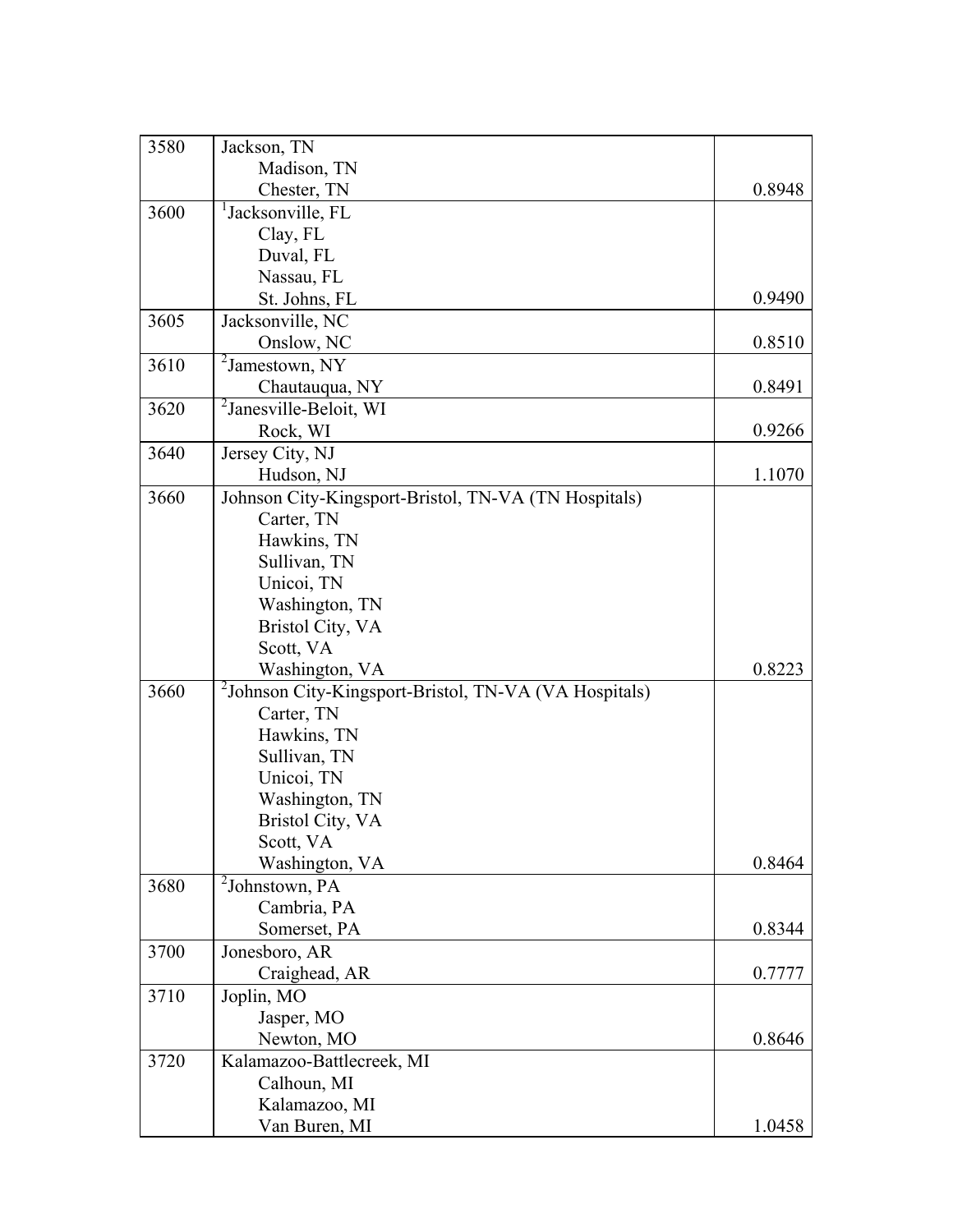| | | |
|---|---|---|
| 3580 | Jackson, TN<br>Madison, TN<br>Chester, TN | 0.8948 |
| 3600 | [1]Jacksonville, FL<br>Clay, FL<br>Duval, FL<br>Nassau, FL<br>St. Johns, FL | 0.9490 |
| 3605 | Jacksonville, NC<br>Onslow, NC | 0.8510 |
| 3610 | [2]Jamestown, NY<br>Chautauqua, NY | 0.8491 |
| 3620 | [2]Janesville-Beloit, WI<br>Rock, WI | 0.9266 |
| 3640 | Jersey City, NJ<br>Hudson, NJ | 1.1070 |
| 3660 | Johnson City-Kingsport-Bristol, TN-VA (TN Hospitals)<br>Carter, TN<br>Hawkins, TN<br>Sullivan, TN<br>Unicoi, TN<br>Washington, TN<br>Bristol City, VA<br>Scott, VA<br>Washington, VA | 0.8223 |
| 3660 | [2]Johnson City-Kingsport-Bristol, TN-VA (VA Hospitals)<br>Carter, TN<br>Hawkins, TN<br>Sullivan, TN<br>Unicoi, TN<br>Washington, TN<br>Bristol City, VA<br>Scott, VA<br>Washington, VA | 0.8464 |
| 3680 | [2]Johnstown, PA<br>Cambria, PA<br>Somerset, PA | 0.8344 |
| 3700 | Jonesboro, AR<br>Craighead, AR | 0.7777 |
| 3710 | Joplin, MO<br>Jasper, MO<br>Newton, MO | 0.8646 |
| 3720 | Kalamazoo-Battlecreek, MI<br>Calhoun, MI<br>Kalamazoo, MI<br>Van Buren, MI | 1.0458 |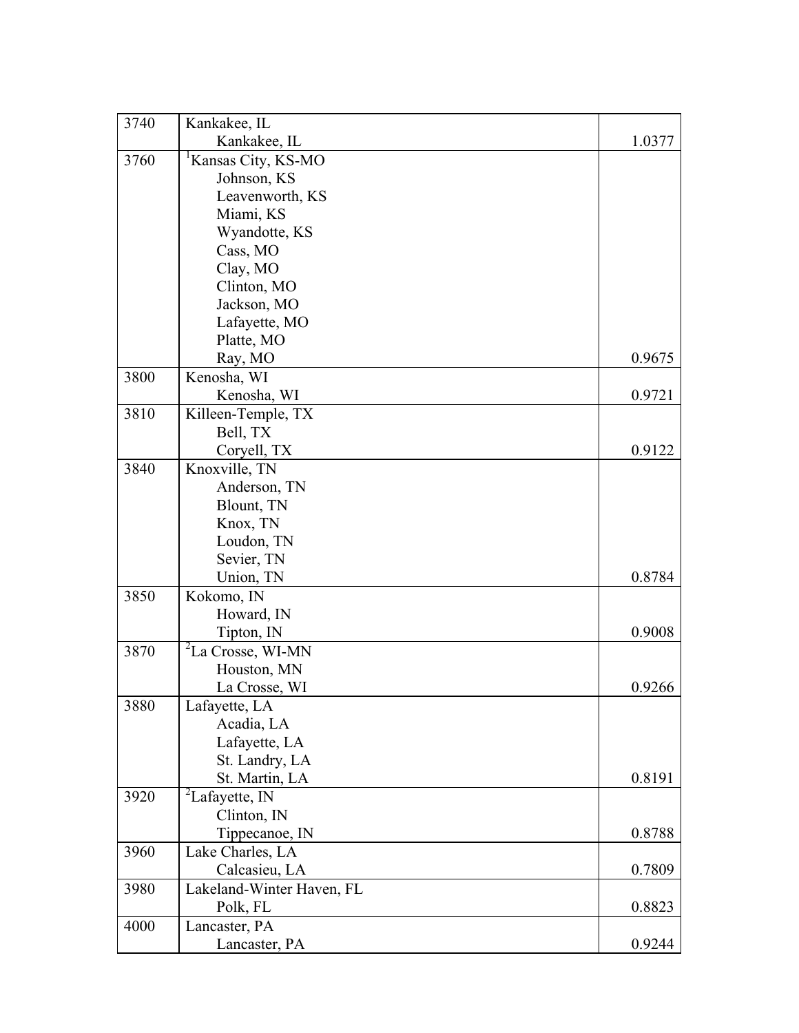| | | |
|---|---|---|
| 3740 | Kankakee, IL | |
| | Kankakee, IL | 1.0377 |
| 3760 | [1]Kansas City, KS-MO | |
| | Johnson, KS | |
| | Leavenworth, KS | |
| | Miami, KS | |
| | Wyandotte, KS | |
| | Cass, MO | |
| | Clay, MO | |
| | Clinton, MO | |
| | Jackson, MO | |
| | Lafayette, MO | |
| | Platte, MO | |
| | Ray, MO | 0.9675 |
| 3800 | Kenosha, WI | |
| | Kenosha, WI | 0.9721 |
| 3810 | Killeen-Temple, TX | |
| | Bell, TX | |
| | Coryell, TX | 0.9122 |
| 3840 | Knoxville, TN | |
| | Anderson, TN | |
| | Blount, TN | |
| | Knox, TN | |
| | Loudon, TN | |
| | Sevier, TN | |
| | Union, TN | 0.8784 |
| 3850 | Kokomo, IN | |
| | Howard, IN | |
| | Tipton, IN | 0.9008 |
| 3870 | [2]La Crosse, WI-MN | |
| | Houston, MN | |
| | La Crosse, WI | 0.9266 |
| 3880 | Lafayette, LA | |
| | Acadia, LA | |
| | Lafayette, LA | |
| | St. Landry, LA | |
| | St. Martin, LA | 0.8191 |
| 3920 | [2]Lafayette, IN | |
| | Clinton, IN | |
| | Tippecanoe, IN | 0.8788 |
| 3960 | Lake Charles, LA | |
| | Calcasieu, LA | 0.7809 |
| 3980 | Lakeland-Winter Haven, FL | |
| | Polk, FL | 0.8823 |
| 4000 | Lancaster, PA | |
| | Lancaster, PA | 0.9244 |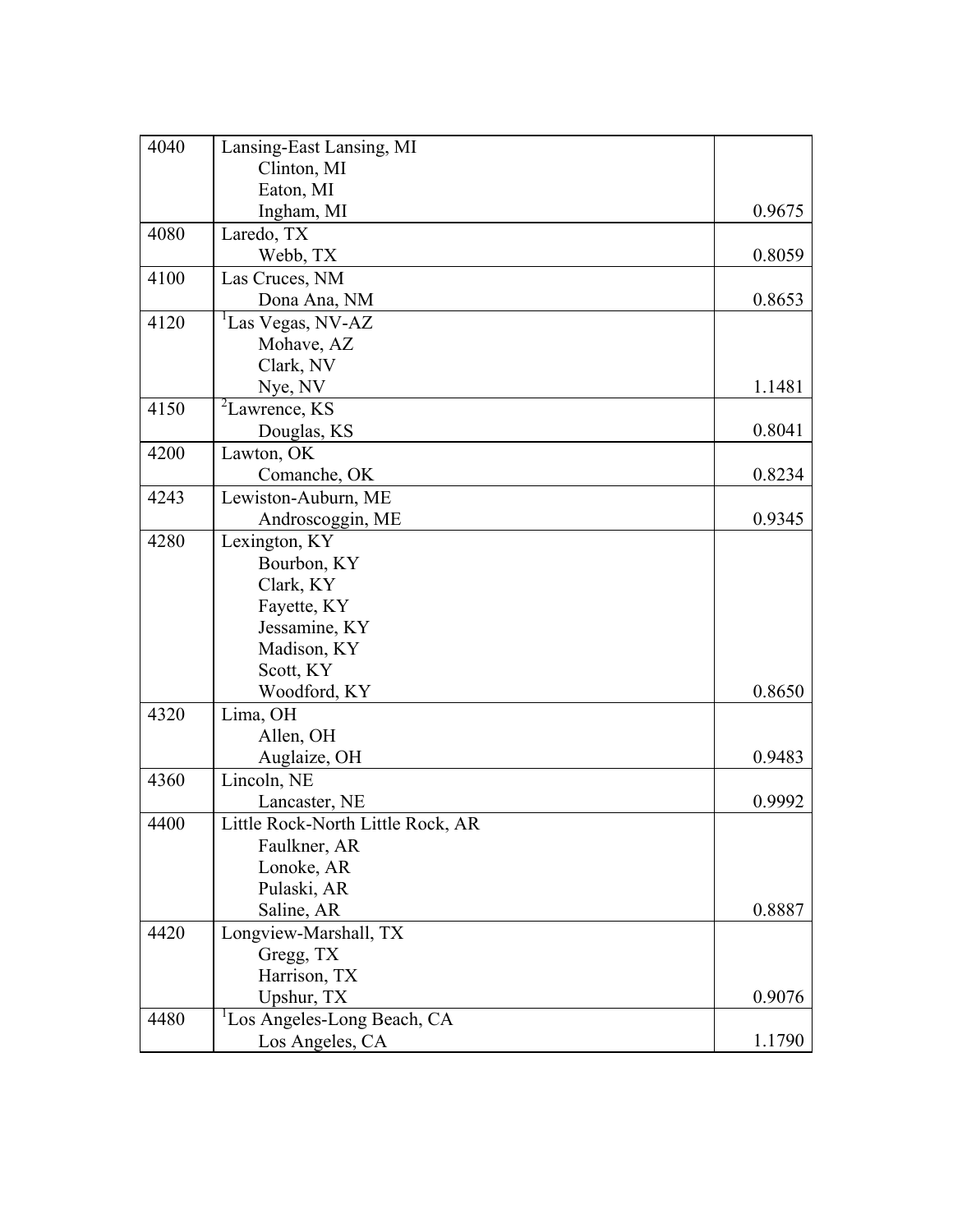| | | |
|---|---|---|
| 4040 | Lansing-East Lansing, MI<br>Clinton, MI<br>Eaton, MI<br>Ingham, MI | 0.9675 |
| 4080 | Laredo, TX<br>Webb, TX | 0.8059 |
| 4100 | Las Cruces, NM<br>Dona Ana, NM | 0.8653 |
| 4120 | [1]Las Vegas, NV-AZ<br>Mohave, AZ<br>Clark, NV<br>Nye, NV | 1.1481 |
| 4150 | [2]Lawrence, KS<br>Douglas, KS | 0.8041 |
| 4200 | Lawton, OK<br>Comanche, OK | 0.8234 |
| 4243 | Lewiston-Auburn, ME<br>Androscoggin, ME | 0.9345 |
| 4280 | Lexington, KY<br>Bourbon, KY<br>Clark, KY<br>Fayette, KY<br>Jessamine, KY<br>Madison, KY<br>Scott, KY<br>Woodford, KY | 0.8650 |
| 4320 | Lima, OH<br>Allen, OH<br>Auglaize, OH | 0.9483 |
| 4360 | Lincoln, NE<br>Lancaster, NE | 0.9992 |
| 4400 | Little Rock-North Little Rock, AR<br>Faulkner, AR<br>Lonoke, AR<br>Pulaski, AR<br>Saline, AR | 0.8887 |
| 4420 | Longview-Marshall, TX<br>Gregg, TX<br>Harrison, TX<br>Upshur, TX | 0.9076 |
| 4480 | [1]Los Angeles-Long Beach, CA<br>Los Angeles, CA | 1.1790 |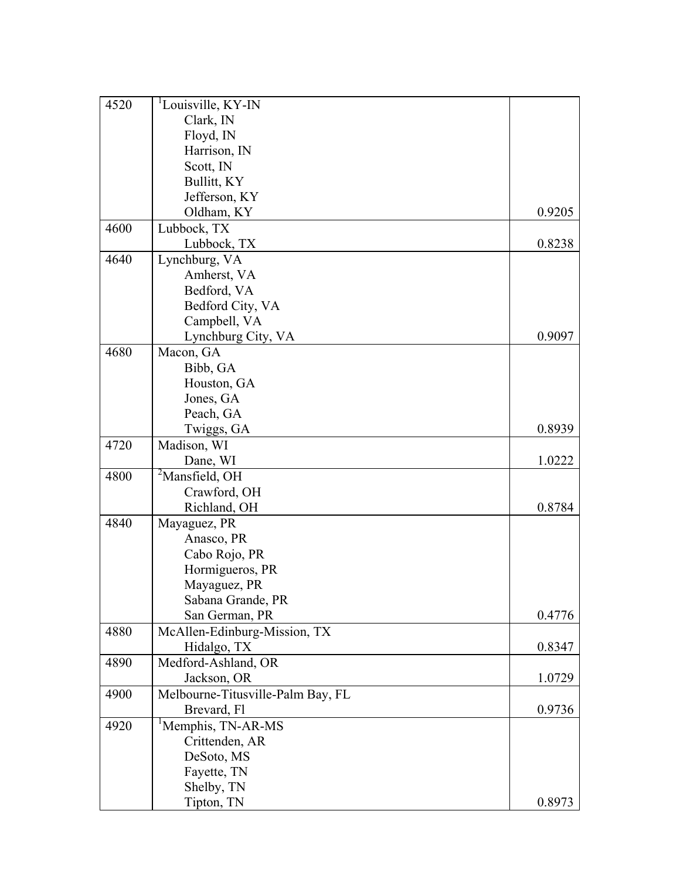| | | |
|---|---|---|
| 4520 | [1]Louisville, KY-IN<br>Clark, IN<br>Floyd, IN<br>Harrison, IN<br>Scott, IN<br>Bullitt, KY<br>Jefferson, KY<br>Oldham, KY | 0.9205 |
| 4600 | Lubbock, TX<br>Lubbock, TX | 0.8238 |
| 4640 | Lynchburg, VA<br>Amherst, VA<br>Bedford, VA<br>Bedford City, VA<br>Campbell, VA<br>Lynchburg City, VA | 0.9097 |
| 4680 | Macon, GA<br>Bibb, GA<br>Houston, GA<br>Jones, GA<br>Peach, GA<br>Twiggs, GA | 0.8939 |
| 4720 | Madison, WI<br>Dane, WI | 1.0222 |
| 4800 | [2]Mansfield, OH<br>Crawford, OH<br>Richland, OH | 0.8784 |
| 4840 | Mayaguez, PR<br>Anasco, PR<br>Cabo Rojo, PR<br>Hormigueros, PR<br>Mayaguez, PR<br>Sabana Grande, PR<br>San German, PR | 0.4776 |
| 4880 | McAllen-Edinburg-Mission, TX<br>Hidalgo, TX | 0.8347 |
| 4890 | Medford-Ashland, OR<br>Jackson, OR | 1.0729 |
| 4900 | Melbourne-Titusville-Palm Bay, FL<br>Brevard, Fl | 0.9736 |
| 4920 | [1]Memphis, TN-AR-MS<br>Crittenden, AR<br>DeSoto, MS<br>Fayette, TN<br>Shelby, TN<br>Tipton, TN | 0.8973 |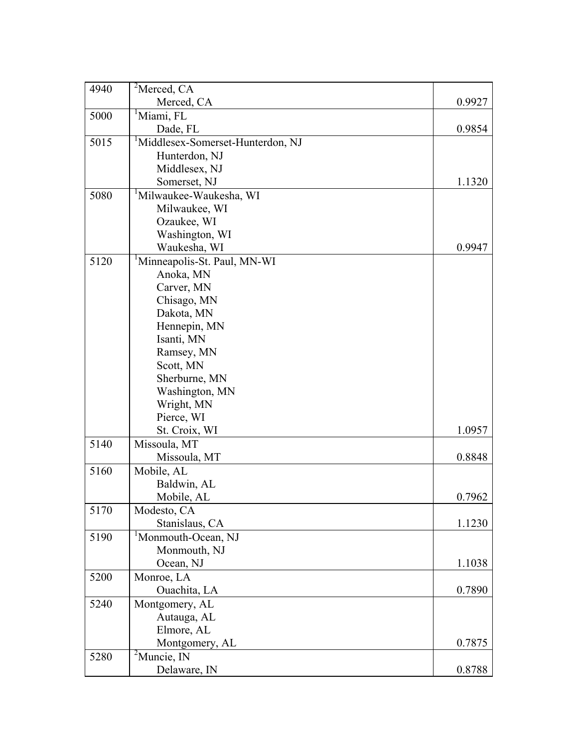| | | |
|---|---|---|
| 4940 | [2]Merced, CA<br>Merced, CA | 0.9927 |
| 5000 | [1]Miami, FL<br>Dade, FL | 0.9854 |
| 5015 | [1]Middlesex-Somerset-Hunterdon, NJ<br>Hunterdon, NJ<br>Middlesex, NJ<br>Somerset, NJ | 1.1320 |
| 5080 | [1]Milwaukee-Waukesha, WI<br>Milwaukee, WI<br>Ozaukee, WI<br>Washington, WI<br>Waukesha, WI | 0.9947 |
| 5120 | [1]Minneapolis-St. Paul, MN-WI<br>Anoka, MN<br>Carver, MN<br>Chisago, MN<br>Dakota, MN<br>Hennepin, MN<br>Isanti, MN<br>Ramsey, MN<br>Scott, MN<br>Sherburne, MN<br>Washington, MN<br>Wright, MN<br>Pierce, WI<br>St. Croix, WI | 1.0957 |
| 5140 | Missoula, MT<br>Missoula, MT | 0.8848 |
| 5160 | Mobile, AL<br>Baldwin, AL<br>Mobile, AL | 0.7962 |
| 5170 | Modesto, CA<br>Stanislaus, CA | 1.1230 |
| 5190 | [1]Monmouth-Ocean, NJ<br>Monmouth, NJ<br>Ocean, NJ | 1.1038 |
| 5200 | Monroe, LA<br>Ouachita, LA | 0.7890 |
| 5240 | Montgomery, AL<br>Autauga, AL<br>Elmore, AL<br>Montgomery, AL | 0.7875 |
| 5280 | [2]Muncie, IN<br>Delaware, IN | 0.8788 |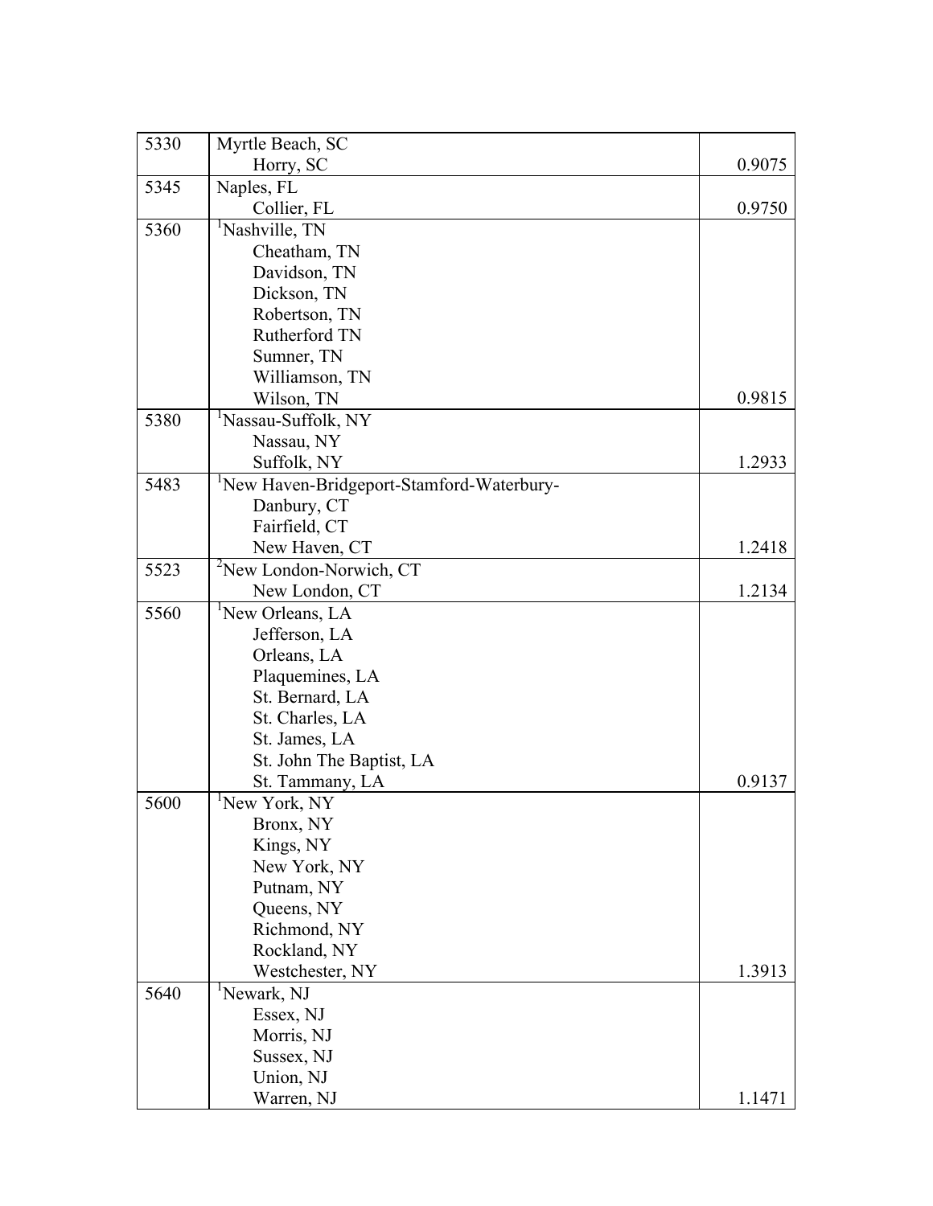| | | |
|---|---|---|
| 5330 | Myrtle Beach, SC<br>Horry, SC | 0.9075 |
| 5345 | Naples, FL<br>Collier, FL | 0.9750 |
| 5360 | [1]Nashville, TN<br>Cheatham, TN<br>Davidson, TN<br>Dickson, TN<br>Robertson, TN<br>Rutherford TN<br>Sumner, TN<br>Williamson, TN<br>Wilson, TN | 0.9815 |
| 5380 | [1]Nassau-Suffolk, NY<br>Nassau, NY<br>Suffolk, NY | 1.2933 |
| 5483 | [1]New Haven-Bridgeport-Stamford-Waterbury-<br>Danbury, CT<br>Fairfield, CT<br>New Haven, CT | 1.2418 |
| 5523 | [2]New London-Norwich, CT<br>New London, CT | 1.2134 |
| 5560 | [1]New Orleans, LA<br>Jefferson, LA<br>Orleans, LA<br>Plaquemines, LA<br>St. Bernard, LA<br>St. Charles, LA<br>St. James, LA<br>St. John The Baptist, LA<br>St. Tammany, LA | 0.9137 |
| 5600 | [1]New York, NY<br>Bronx, NY<br>Kings, NY<br>New York, NY<br>Putnam, NY<br>Queens, NY<br>Richmond, NY<br>Rockland, NY<br>Westchester, NY | 1.3913 |
| 5640 | [1]Newark, NJ<br>Essex, NJ<br>Morris, NJ<br>Sussex, NJ<br>Union, NJ<br>Warren, NJ | 1.1471 |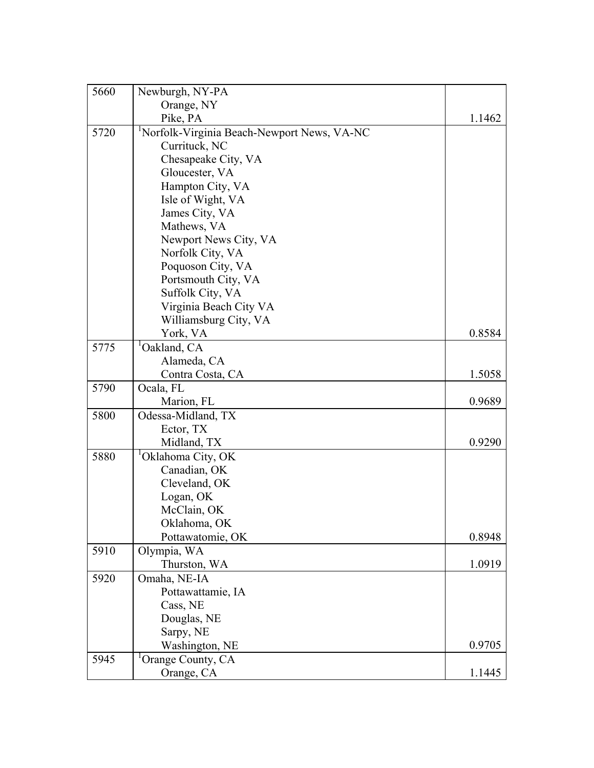| | | |
|---|---|---|
| 5660 | Newburgh, NY-PA<br>Orange, NY<br>Pike, PA | 1.1462 |
| 5720 | [1]Norfolk-Virginia Beach-Newport News, VA-NC<br>Currituck, NC<br>Chesapeake City, VA<br>Gloucester, VA<br>Hampton City, VA<br>Isle of Wight, VA<br>James City, VA<br>Mathews, VA<br>Newport News City, VA<br>Norfolk City, VA<br>Poquoson City, VA<br>Portsmouth City, VA<br>Suffolk City, VA<br>Virginia Beach City VA<br>Williamsburg City, VA<br>York, VA | 0.8584 |
| 5775 | [1]Oakland, CA<br>Alameda, CA<br>Contra Costa, CA | 1.5058 |
| 5790 | Ocala, FL<br>Marion, FL | 0.9689 |
| 5800 | Odessa-Midland, TX<br>Ector, TX<br>Midland, TX | 0.9290 |
| 5880 | [1]Oklahoma City, OK<br>Canadian, OK<br>Cleveland, OK<br>Logan, OK<br>McClain, OK<br>Oklahoma, OK<br>Pottawatomie, OK | 0.8948 |
| 5910 | Olympia, WA<br>Thurston, WA | 1.0919 |
| 5920 | Omaha, NE-IA<br>Pottawattamie, IA<br>Cass, NE<br>Douglas, NE<br>Sarpy, NE<br>Washington, NE | 0.9705 |
| 5945 | [1]Orange County, CA<br>Orange, CA | 1.1445 |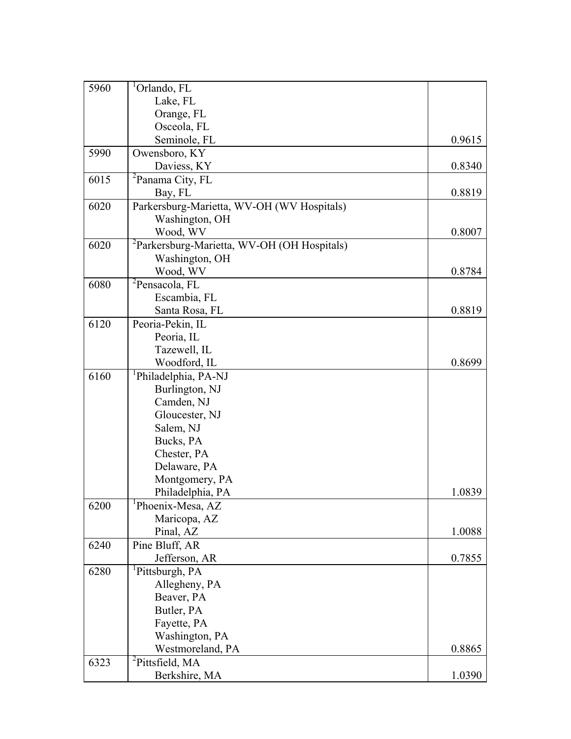| | | |
|---|---|---|
| 5960 | [1]Orlando, FL<br>Lake, FL<br>Orange, FL<br>Osceola, FL<br>Seminole, FL | 0.9615 |
| 5990 | Owensboro, KY<br>Daviess, KY | 0.8340 |
| 6015 | [2]Panama City, FL<br>Bay, FL | 0.8819 |
| 6020 | Parkersburg-Marietta, WV-OH (WV Hospitals)<br>Washington, OH<br>Wood, WV | 0.8007 |
| 6020 | [2]Parkersburg-Marietta, WV-OH (OH Hospitals)<br>Washington, OH<br>Wood, WV | 0.8784 |
| 6080 | [2]Pensacola, FL<br>Escambia, FL<br>Santa Rosa, FL | 0.8819 |
| 6120 | Peoria-Pekin, IL<br>Peoria, IL<br>Tazewell, IL<br>Woodford, IL | 0.8699 |
| 6160 | [1]Philadelphia, PA-NJ<br>Burlington, NJ<br>Camden, NJ<br>Gloucester, NJ<br>Salem, NJ<br>Bucks, PA<br>Chester, PA<br>Delaware, PA<br>Montgomery, PA<br>Philadelphia, PA | 1.0839 |
| 6200 | [1]Phoenix-Mesa, AZ<br>Maricopa, AZ<br>Pinal, AZ | 1.0088 |
| 6240 | Pine Bluff, AR<br>Jefferson, AR | 0.7855 |
| 6280 | [1]Pittsburgh, PA<br>Allegheny, PA<br>Beaver, PA<br>Butler, PA<br>Fayette, PA<br>Washington, PA<br>Westmoreland, PA | 0.8865 |
| 6323 | [2]Pittsfield, MA<br>Berkshire, MA | 1.0390 |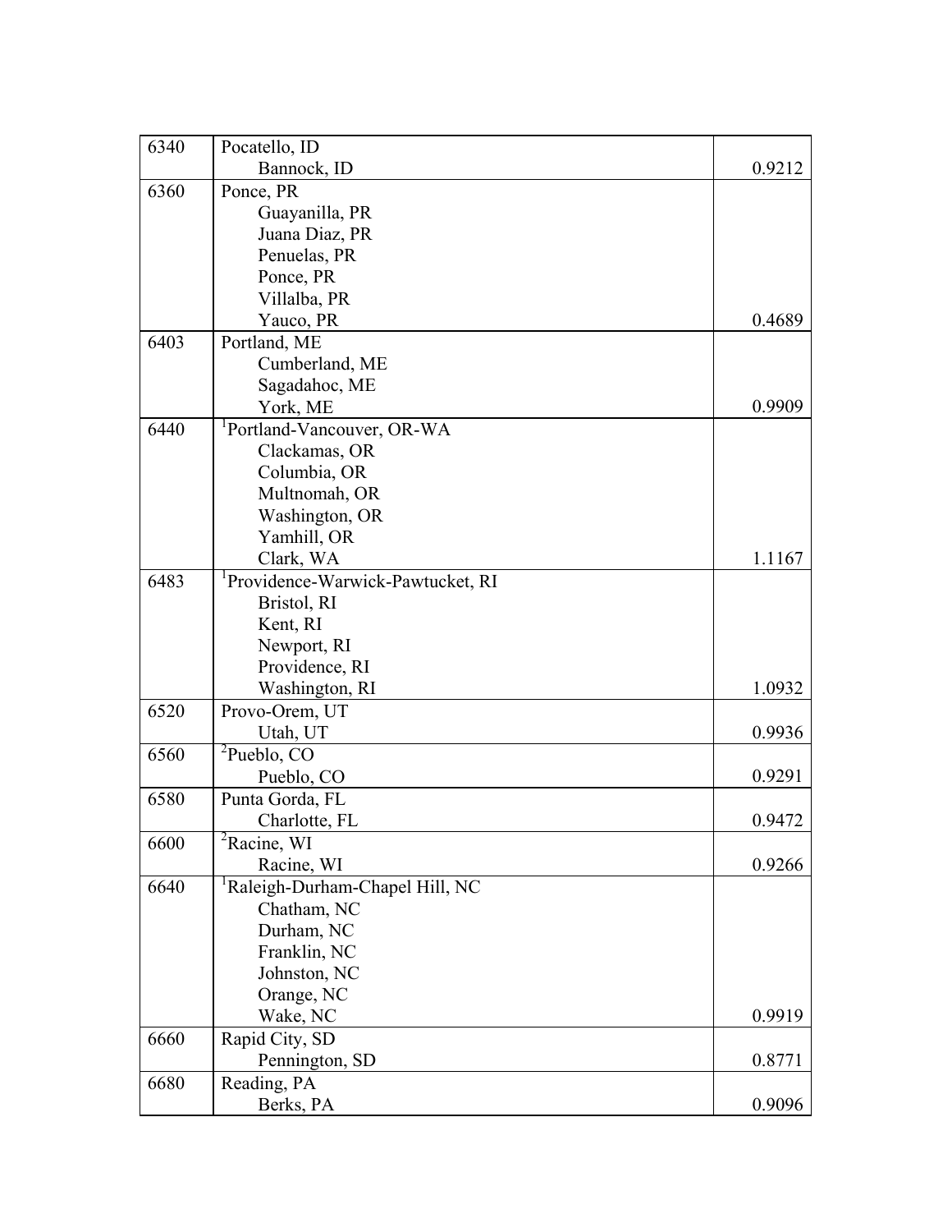| | | |
|---|---|---|
| 6340 | Pocatello, ID<br>Bannock, ID | 0.9212 |
| 6360 | Ponce, PR<br>Guayanilla, PR<br>Juana Diaz, PR<br>Penuelas, PR<br>Ponce, PR<br>Villalba, PR<br>Yauco, PR | 0.4689 |
| 6403 | Portland, ME<br>Cumberland, ME<br>Sagadahoc, ME<br>York, ME | 0.9909 |
| 6440 | [1]Portland-Vancouver, OR-WA<br>Clackamas, OR<br>Columbia, OR<br>Multnomah, OR<br>Washington, OR<br>Yamhill, OR<br>Clark, WA | 1.1167 |
| 6483 | [1]Providence-Warwick-Pawtucket, RI<br>Bristol, RI<br>Kent, RI<br>Newport, RI<br>Providence, RI<br>Washington, RI | 1.0932 |
| 6520 | Provo-Orem, UT<br>Utah, UT | 0.9936 |
| 6560 | [2]Pueblo, CO<br>Pueblo, CO | 0.9291 |
| 6580 | Punta Gorda, FL<br>Charlotte, FL | 0.9472 |
| 6600 | [2]Racine, WI<br>Racine, WI | 0.9266 |
| 6640 | [1]Raleigh-Durham-Chapel Hill, NC<br>Chatham, NC<br>Durham, NC<br>Franklin, NC<br>Johnston, NC<br>Orange, NC<br>Wake, NC | 0.9919 |
| 6660 | Rapid City, SD<br>Pennington, SD | 0.8771 |
| 6680 | Reading, PA<br>Berks, PA | 0.9096 |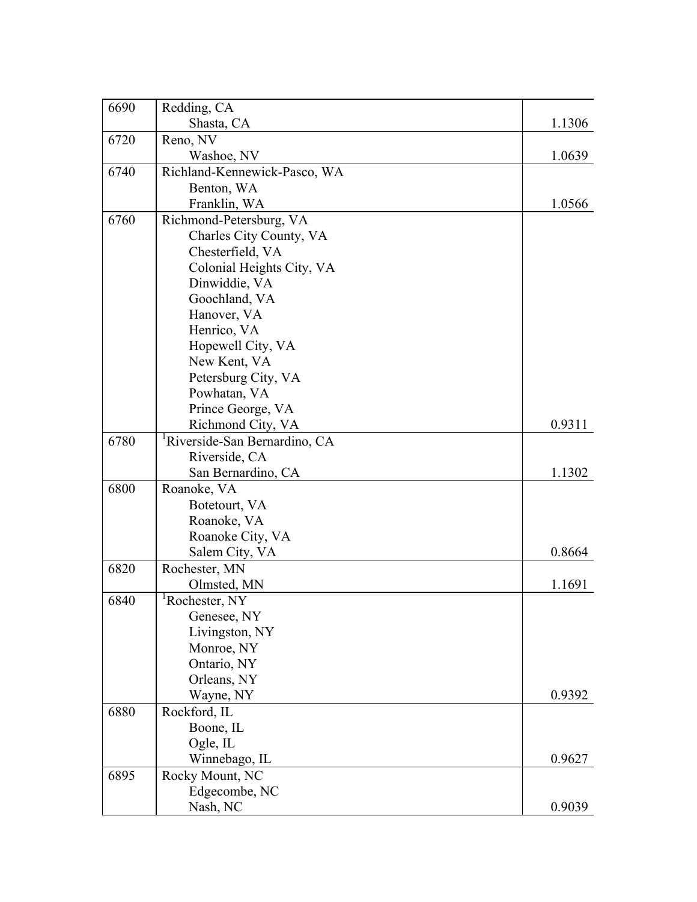| | | |
|---|---|---|
| 6690 | Redding, CA<br>Shasta, CA | 1.1306 |
| 6720 | Reno, NV<br>Washoe, NV | 1.0639 |
| 6740 | Richland-Kennewick-Pasco, WA<br>Benton, WA<br>Franklin, WA | 1.0566 |
| 6760 | Richmond-Petersburg, VA<br>Charles City County, VA<br>Chesterfield, VA<br>Colonial Heights City, VA<br>Dinwiddie, VA<br>Goochland, VA<br>Hanover, VA<br>Henrico, VA<br>Hopewell City, VA<br>New Kent, VA<br>Petersburg City, VA<br>Powhatan, VA<br>Prince George, VA<br>Richmond City, VA | 0.9311 |
| 6780 | [1]Riverside-San Bernardino, CA<br>Riverside, CA<br>San Bernardino, CA | 1.1302 |
| 6800 | Roanoke, VA<br>Botetourt, VA<br>Roanoke, VA<br>Roanoke City, VA<br>Salem City, VA | 0.8664 |
| 6820 | Rochester, MN<br>Olmsted, MN | 1.1691 |
| 6840 | [1]Rochester, NY<br>Genesee, NY<br>Livingston, NY<br>Monroe, NY<br>Ontario, NY<br>Orleans, NY<br>Wayne, NY | 0.9392 |
| 6880 | Rockford, IL<br>Boone, IL<br>Ogle, IL<br>Winnebago, IL | 0.9627 |
| 6895 | Rocky Mount, NC<br>Edgecombe, NC<br>Nash, NC | 0.9039 |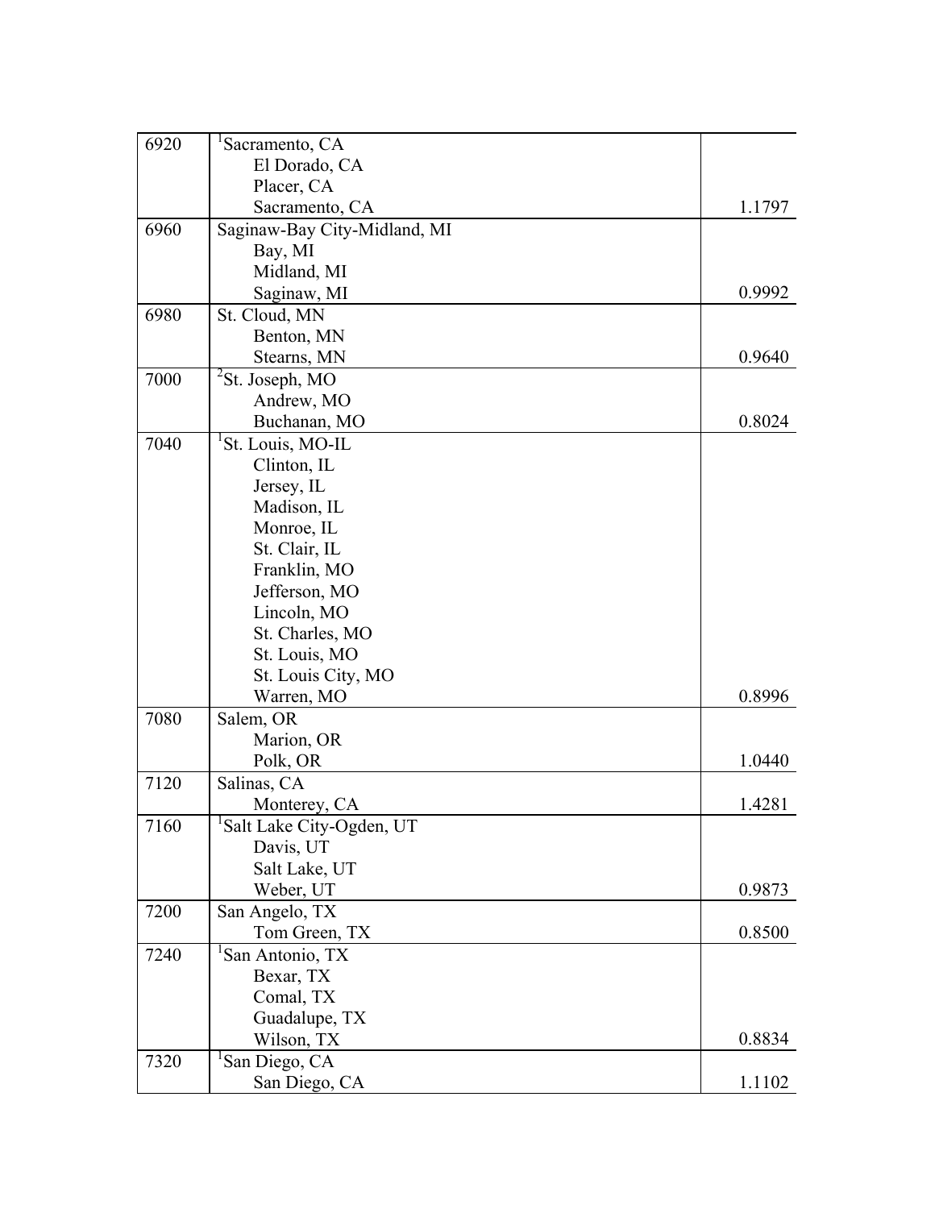| | | |
|---|---|---|
| 6920 | [1]Sacramento, CA<br>El Dorado, CA<br>Placer, CA<br>Sacramento, CA | 1.1797 |
| 6960 | Saginaw-Bay City-Midland, MI<br>Bay, MI<br>Midland, MI<br>Saginaw, MI | 0.9992 |
| 6980 | St. Cloud, MN<br>Benton, MN<br>Stearns, MN | 0.9640 |
| 7000 | [2]St. Joseph, MO<br>Andrew, MO<br>Buchanan, MO | 0.8024 |
| 7040 | [1]St. Louis, MO-IL<br>Clinton, IL<br>Jersey, IL<br>Madison, IL<br>Monroe, IL<br>St. Clair, IL<br>Franklin, MO<br>Jefferson, MO<br>Lincoln, MO<br>St. Charles, MO<br>St. Louis, MO<br>St. Louis City, MO<br>Warren, MO | 0.8996 |
| 7080 | Salem, OR<br>Marion, OR<br>Polk, OR | 1.0440 |
| 7120 | Salinas, CA<br>Monterey, CA | 1.4281 |
| 7160 | [1]Salt Lake City-Ogden, UT<br>Davis, UT<br>Salt Lake, UT<br>Weber, UT | 0.9873 |
| 7200 | San Angelo, TX<br>Tom Green, TX | 0.8500 |
| 7240 | [1]San Antonio, TX<br>Bexar, TX<br>Comal, TX<br>Guadalupe, TX<br>Wilson, TX | 0.8834 |
| 7320 | [1]San Diego, CA<br>San Diego, CA | 1.1102 |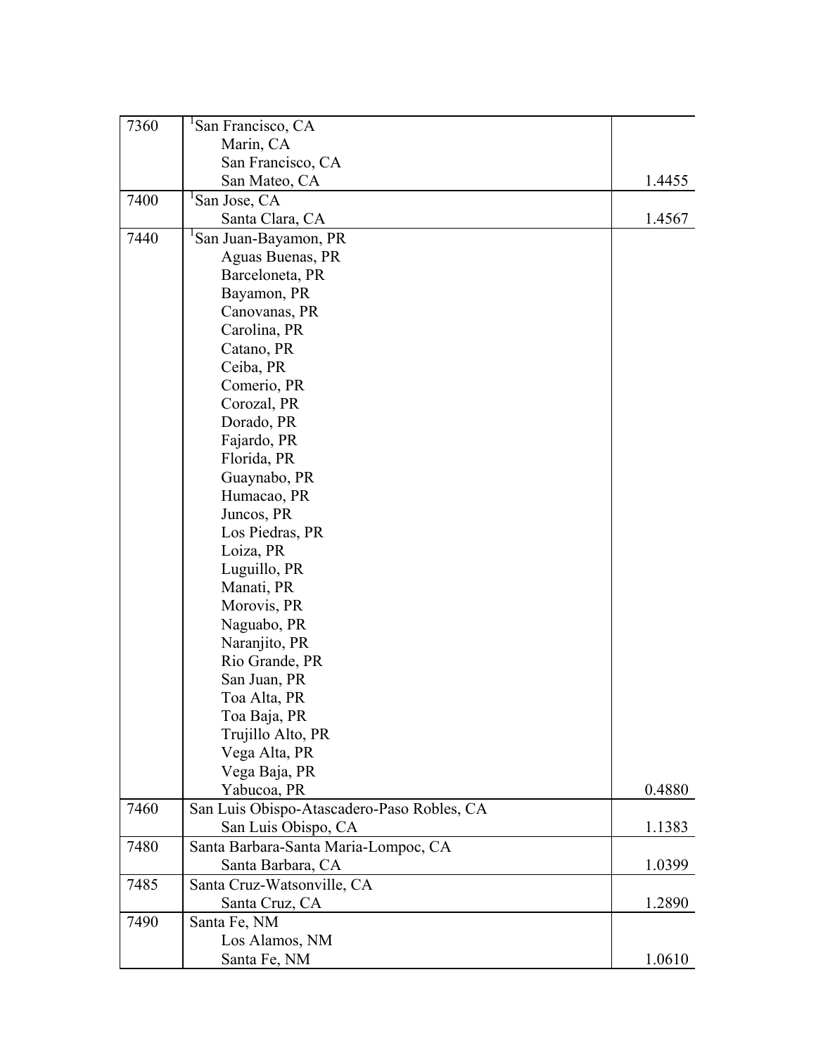| | | |
|---|---|---|
| 7360 | [1]San Francisco, CA<br>Marin, CA<br>San Francisco, CA<br>San Mateo, CA | 1.4455 |
| 7400 | [1]San Jose, CA<br>Santa Clara, CA | 1.4567 |
| 7440 | [1]San Juan-Bayamon, PR<br>Aguas Buenas, PR<br>Barceloneta, PR<br>Bayamon, PR<br>Canovanas, PR<br>Carolina, PR<br>Catano, PR<br>Ceiba, PR<br>Comerio, PR<br>Corozal, PR<br>Dorado, PR<br>Fajardo, PR<br>Florida, PR<br>Guaynabo, PR<br>Humacao, PR<br>Juncos, PR<br>Los Piedras, PR<br>Loiza, PR<br>Luguillo, PR<br>Manati, PR<br>Morovis, PR<br>Naguabo, PR<br>Naranjito, PR<br>Rio Grande, PR<br>San Juan, PR<br>Toa Alta, PR<br>Toa Baja, PR<br>Trujillo Alto, PR<br>Vega Alta, PR<br>Vega Baja, PR<br>Yabucoa, PR | 0.4880 |
| 7460 | San Luis Obispo-Atascadero-Paso Robles, CA<br>San Luis Obispo, CA | 1.1383 |
| 7480 | Santa Barbara-Santa Maria-Lompoc, CA<br>Santa Barbara, CA | 1.0399 |
| 7485 | Santa Cruz-Watsonville, CA<br>Santa Cruz, CA | 1.2890 |
| 7490 | Santa Fe, NM<br>Los Alamos, NM<br>Santa Fe, NM | 1.0610 |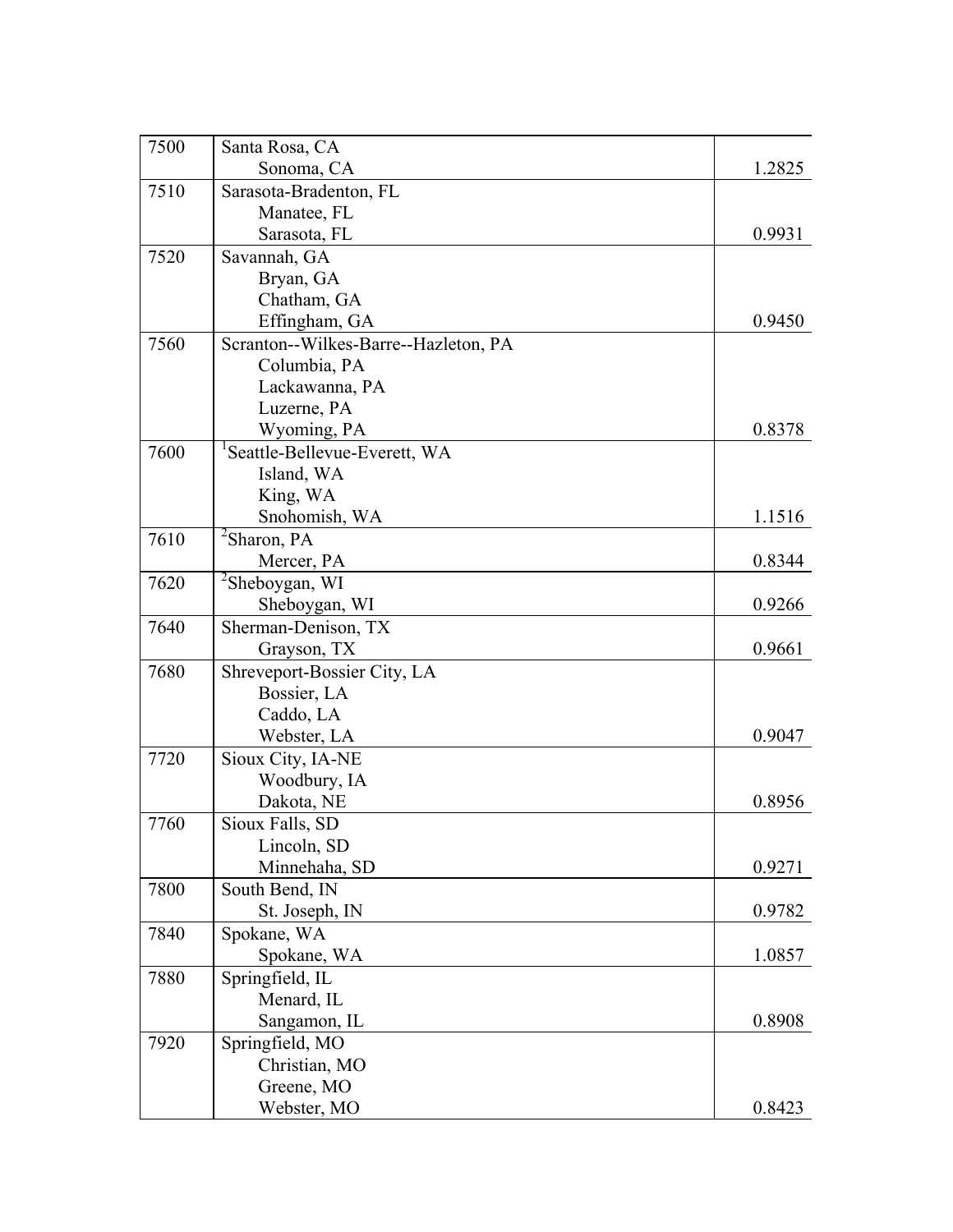| | | |
|---|---|---|
| 7500 | Santa Rosa, CA<br>Sonoma, CA | 1.2825 |
| 7510 | Sarasota-Bradenton, FL<br>Manatee, FL<br>Sarasota, FL | 0.9931 |
| 7520 | Savannah, GA<br>Bryan, GA<br>Chatham, GA<br>Effingham, GA | 0.9450 |
| 7560 | Scranton--Wilkes-Barre--Hazleton, PA<br>Columbia, PA<br>Lackawanna, PA<br>Luzerne, PA<br>Wyoming, PA | 0.8378 |
| 7600 | [1]Seattle-Bellevue-Everett, WA<br>Island, WA<br>King, WA<br>Snohomish, WA | 1.1516 |
| 7610 | [2]Sharon, PA<br>Mercer, PA | 0.8344 |
| 7620 | [2]Sheboygan, WI<br>Sheboygan, WI | 0.9266 |
| 7640 | Sherman-Denison, TX<br>Grayson, TX | 0.9661 |
| 7680 | Shreveport-Bossier City, LA<br>Bossier, LA<br>Caddo, LA<br>Webster, LA | 0.9047 |
| 7720 | Sioux City, IA-NE<br>Woodbury, IA<br>Dakota, NE | 0.8956 |
| 7760 | Sioux Falls, SD<br>Lincoln, SD<br>Minnehaha, SD | 0.9271 |
| 7800 | South Bend, IN<br>St. Joseph, IN | 0.9782 |
| 7840 | Spokane, WA<br>Spokane, WA | 1.0857 |
| 7880 | Springfield, IL<br>Menard, IL<br>Sangamon, IL | 0.8908 |
| 7920 | Springfield, MO<br>Christian, MO<br>Greene, MO<br>Webster, MO | 0.8423 |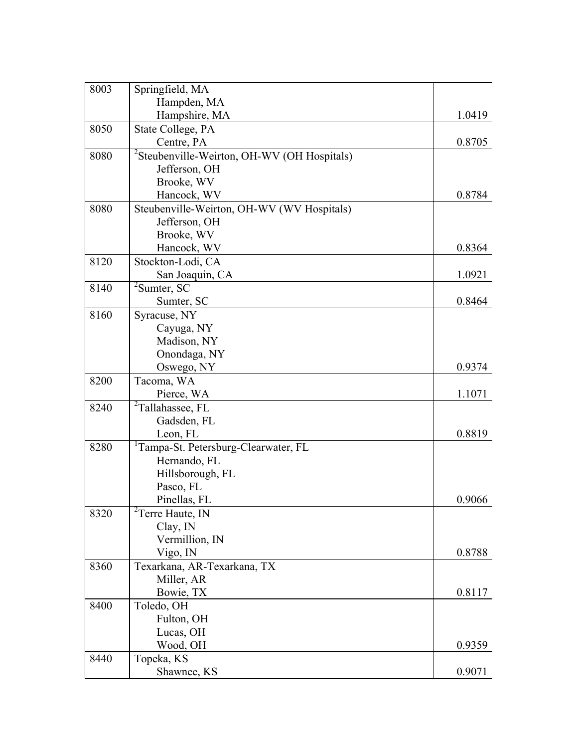| | | |
|---|---|---|
| 8003 | Springfield, MA<br>Hampden, MA<br>Hampshire, MA | 1.0419 |
| 8050 | State College, PA<br>Centre, PA | 0.8705 |
| 8080 | [2]Steubenville-Weirton, OH-WV (OH Hospitals)<br>Jefferson, OH<br>Brooke, WV<br>Hancock, WV | 0.8784 |
| 8080 | Steubenville-Weirton, OH-WV (WV Hospitals)<br>Jefferson, OH<br>Brooke, WV<br>Hancock, WV | 0.8364 |
| 8120 | Stockton-Lodi, CA<br>San Joaquin, CA | 1.0921 |
| 8140 | [2]Sumter, SC<br>Sumter, SC | 0.8464 |
| 8160 | Syracuse, NY<br>Cayuga, NY<br>Madison, NY<br>Onondaga, NY<br>Oswego, NY | 0.9374 |
| 8200 | Tacoma, WA<br>Pierce, WA | 1.1071 |
| 8240 | [2]Tallahassee, FL<br>Gadsden, FL<br>Leon, FL | 0.8819 |
| 8280 | [1]Tampa-St. Petersburg-Clearwater, FL<br>Hernando, FL<br>Hillsborough, FL<br>Pasco, FL<br>Pinellas, FL | 0.9066 |
| 8320 | [2]Terre Haute, IN<br>Clay, IN<br>Vermillion, IN<br>Vigo, IN | 0.8788 |
| 8360 | Texarkana, AR-Texarkana, TX<br>Miller, AR<br>Bowie, TX | 0.8117 |
| 8400 | Toledo, OH<br>Fulton, OH<br>Lucas, OH<br>Wood, OH | 0.9359 |
| 8440 | Topeka, KS<br>Shawnee, KS | 0.9071 |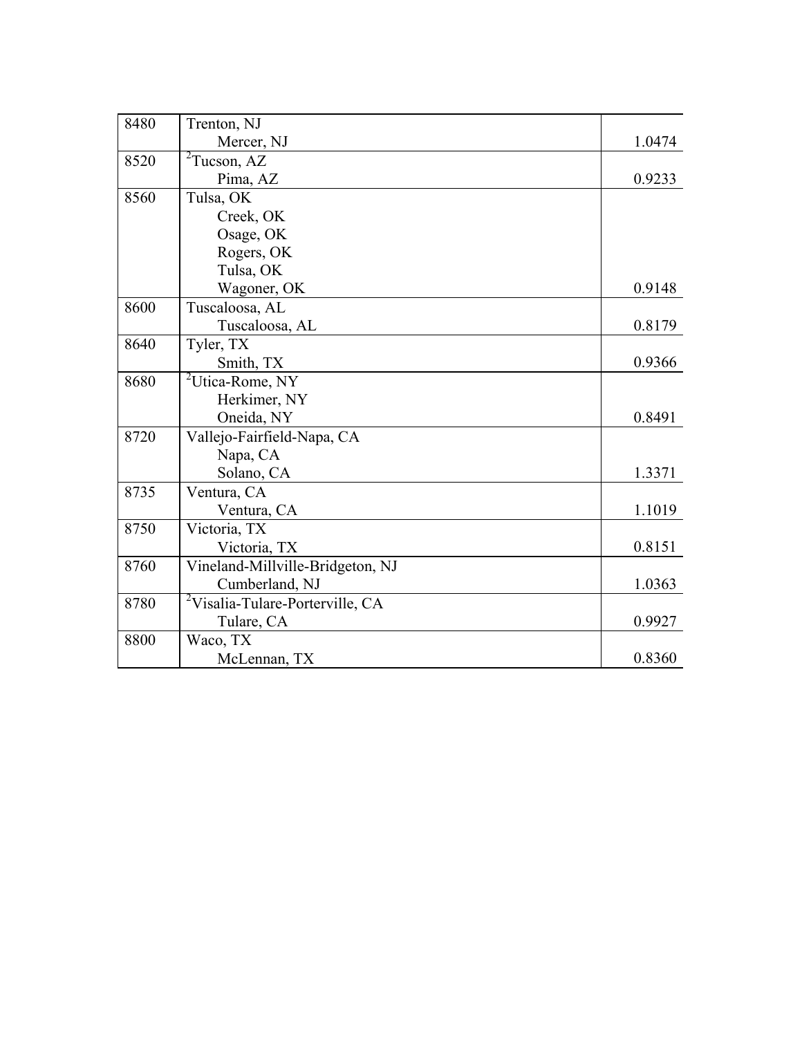| | | |
|---|---|---|
| 8480 | Trenton, NJ<br>Mercer, NJ | 1.0474 |
| 8520 | [2]Tucson, AZ<br>Pima, AZ | 0.9233 |
| 8560 | Tulsa, OK<br>Creek, OK<br>Osage, OK<br>Rogers, OK<br>Tulsa, OK<br>Wagoner, OK | 0.9148 |
| 8600 | Tuscaloosa, AL<br>Tuscaloosa, AL | 0.8179 |
| 8640 | Tyler, TX<br>Smith, TX | 0.9366 |
| 8680 | [2]Utica-Rome, NY<br>Herkimer, NY<br>Oneida, NY | 0.8491 |
| 8720 | Vallejo-Fairfield-Napa, CA<br>Napa, CA<br>Solano, CA | 1.3371 |
| 8735 | Ventura, CA<br>Ventura, CA | 1.1019 |
| 8750 | Victoria, TX<br>Victoria, TX | 0.8151 |
| 8760 | Vineland-Millville-Bridgeton, NJ<br>Cumberland, NJ | 1.0363 |
| 8780 | [2]Visalia-Tulare-Porterville, CA<br>Tulare, CA | 0.9927 |
| 8800 | Waco, TX<br>McLennan, TX | 0.8360 |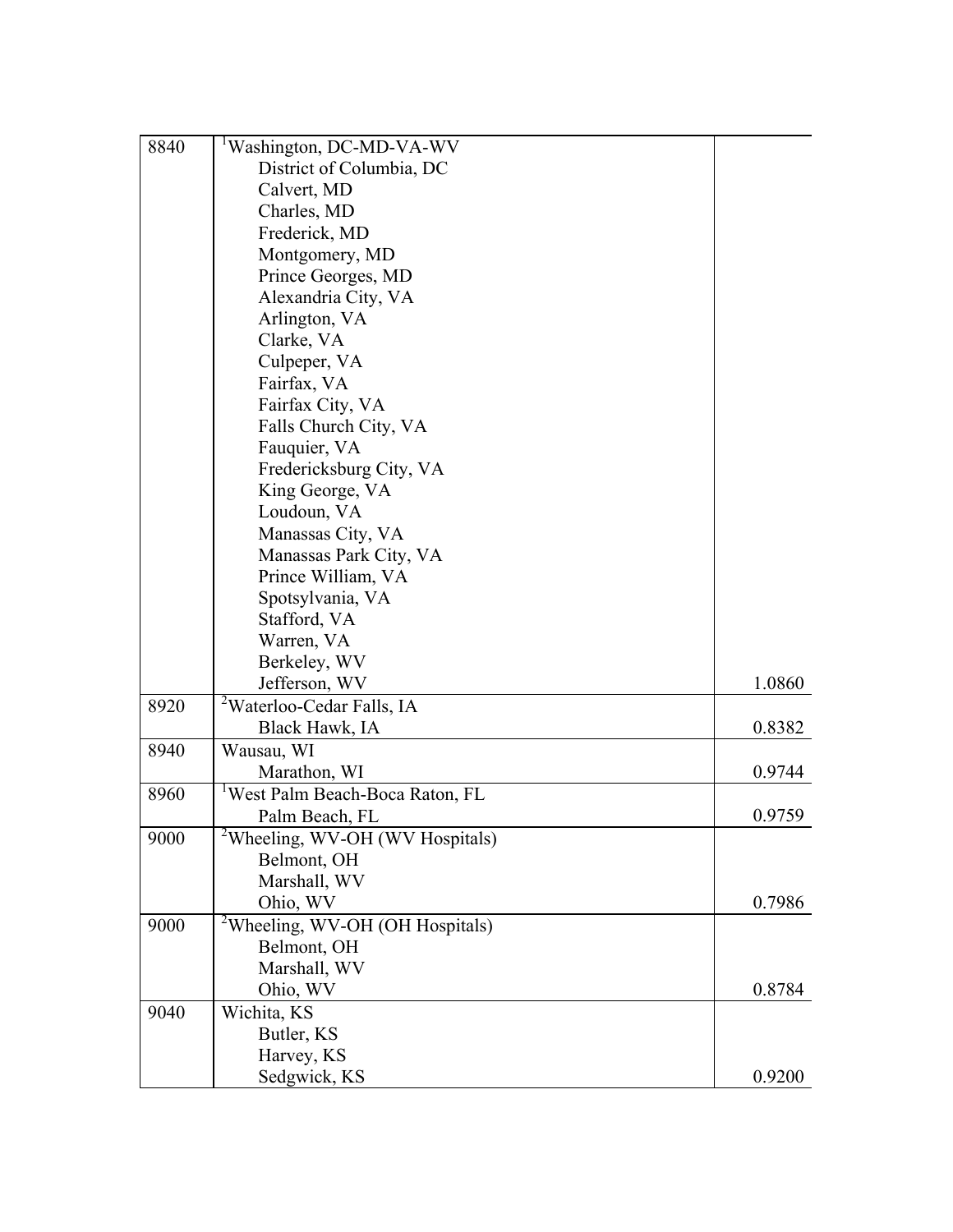| | | |
|---|---|---|
| 8840 | [1]Washington, DC-MD-VA-WV<br>District of Columbia, DC<br>Calvert, MD<br>Charles, MD<br>Frederick, MD<br>Montgomery, MD<br>Prince Georges, MD<br>Alexandria City, VA<br>Arlington, VA<br>Clarke, VA<br>Culpeper, VA<br>Fairfax, VA<br>Fairfax City, VA<br>Falls Church City, VA<br>Fauquier, VA<br>Fredericksburg City, VA<br>King George, VA<br>Loudoun, VA<br>Manassas City, VA<br>Manassas Park City, VA<br>Prince William, VA<br>Spotsylvania, VA<br>Stafford, VA<br>Warren, VA<br>Berkeley, WV<br>Jefferson, WV | 1.0860 |
| 8920 | [2]Waterloo-Cedar Falls, IA<br>Black Hawk, IA | 0.8382 |
| 8940 | Wausau, WI<br>Marathon, WI | 0.9744 |
| 8960 | [1]West Palm Beach-Boca Raton, FL<br>Palm Beach, FL | 0.9759 |
| 9000 | [2]Wheeling, WV-OH (WV Hospitals)<br>Belmont, OH<br>Marshall, WV<br>Ohio, WV | 0.7986 |
| 9000 | [2]Wheeling, WV-OH (OH Hospitals)<br>Belmont, OH<br>Marshall, WV<br>Ohio, WV | 0.8784 |
| 9040 | Wichita, KS<br>Butler, KS<br>Harvey, KS<br>Sedgwick, KS | 0.9200 |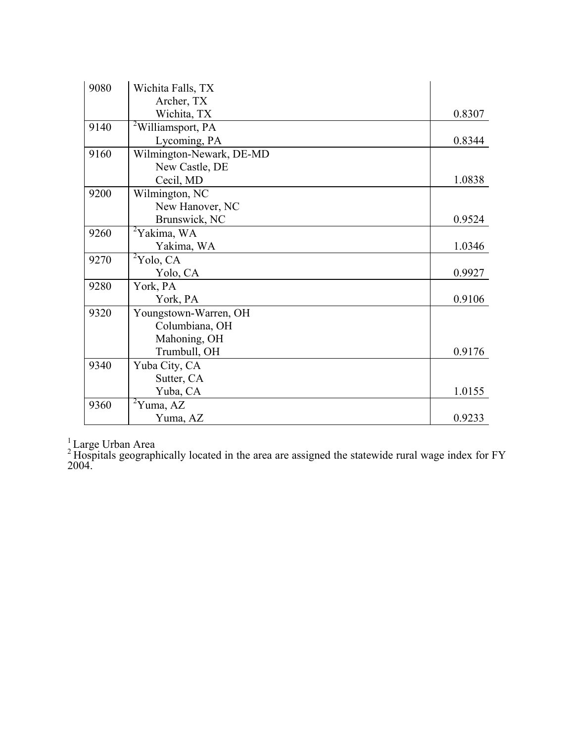| | | |
|---|---|---|
| 9080 | Wichita Falls, TX<br>Archer, TX<br>Wichita, TX | 0.8307 |
| 9140 | [2]Williamsport, PA<br>Lycoming, PA | 0.8344 |
| 9160 | Wilmington-Newark, DE-MD<br>New Castle, DE<br>Cecil, MD | 1.0838 |
| 9200 | Wilmington, NC<br>New Hanover, NC<br>Brunswick, NC | 0.9524 |
| 9260 | [2]Yakima, WA<br>Yakima, WA | 1.0346 |
| 9270 | [2]Yolo, CA<br>Yolo, CA | 0.9927 |
| 9280 | York, PA<br>York, PA | 0.9106 |
| 9320 | Youngstown-Warren, OH<br>Columbiana, OH<br>Mahoning, OH<br>Trumbull, OH | 0.9176 |
| 9340 | Yuba City, CA<br>Sutter, CA<br>Yuba, CA | 1.0155 |
| 9360 | [2]Yuma, AZ<br>Yuma, AZ | 0.9233 |

[1] Large Urban Area
[2] Hospitals geographically located in the area are assigned the statewide rural wage index for FY 2004.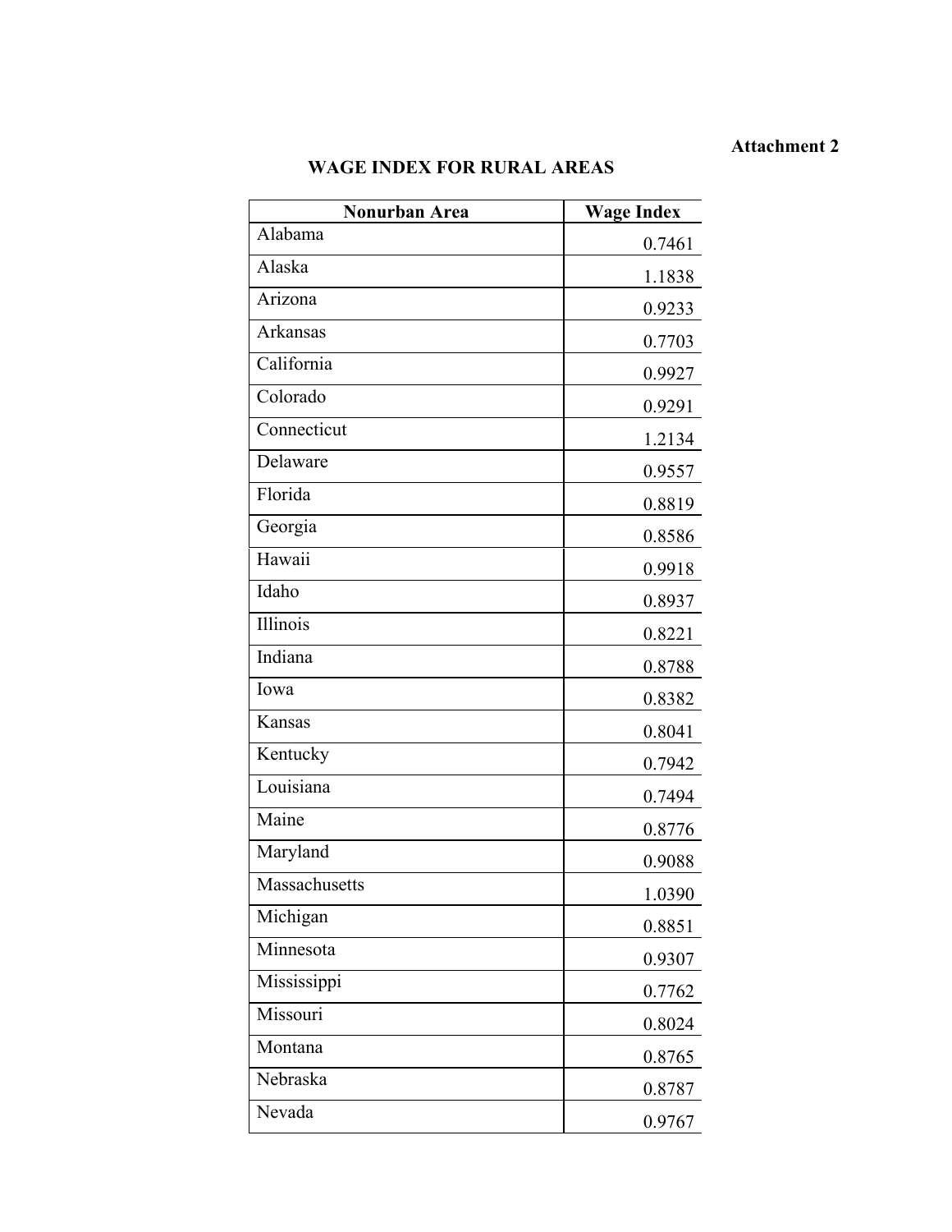**Attachment 2**

## WAGE INDEX FOR RURAL AREAS

| Nonurban Area | Wage Index |
|---|---|
| Alabama | 0.7461 |
| Alaska | 1.1838 |
| Arizona | 0.9233 |
| Arkansas | 0.7703 |
| California | 0.9927 |
| Colorado | 0.9291 |
| Connecticut | 1.2134 |
| Delaware | 0.9557 |
| Florida | 0.8819 |
| Georgia | 0.8586 |
| Hawaii | 0.9918 |
| Idaho | 0.8937 |
| Illinois | 0.8221 |
| Indiana | 0.8788 |
| Iowa | 0.8382 |
| Kansas | 0.8041 |
| Kentucky | 0.7942 |
| Louisiana | 0.7494 |
| Maine | 0.8776 |
| Maryland | 0.9088 |
| Massachusetts | 1.0390 |
| Michigan | 0.8851 |
| Minnesota | 0.9307 |
| Mississippi | 0.7762 |
| Missouri | 0.8024 |
| Montana | 0.8765 |
| Nebraska | 0.8787 |
| Nevada | 0.9767 |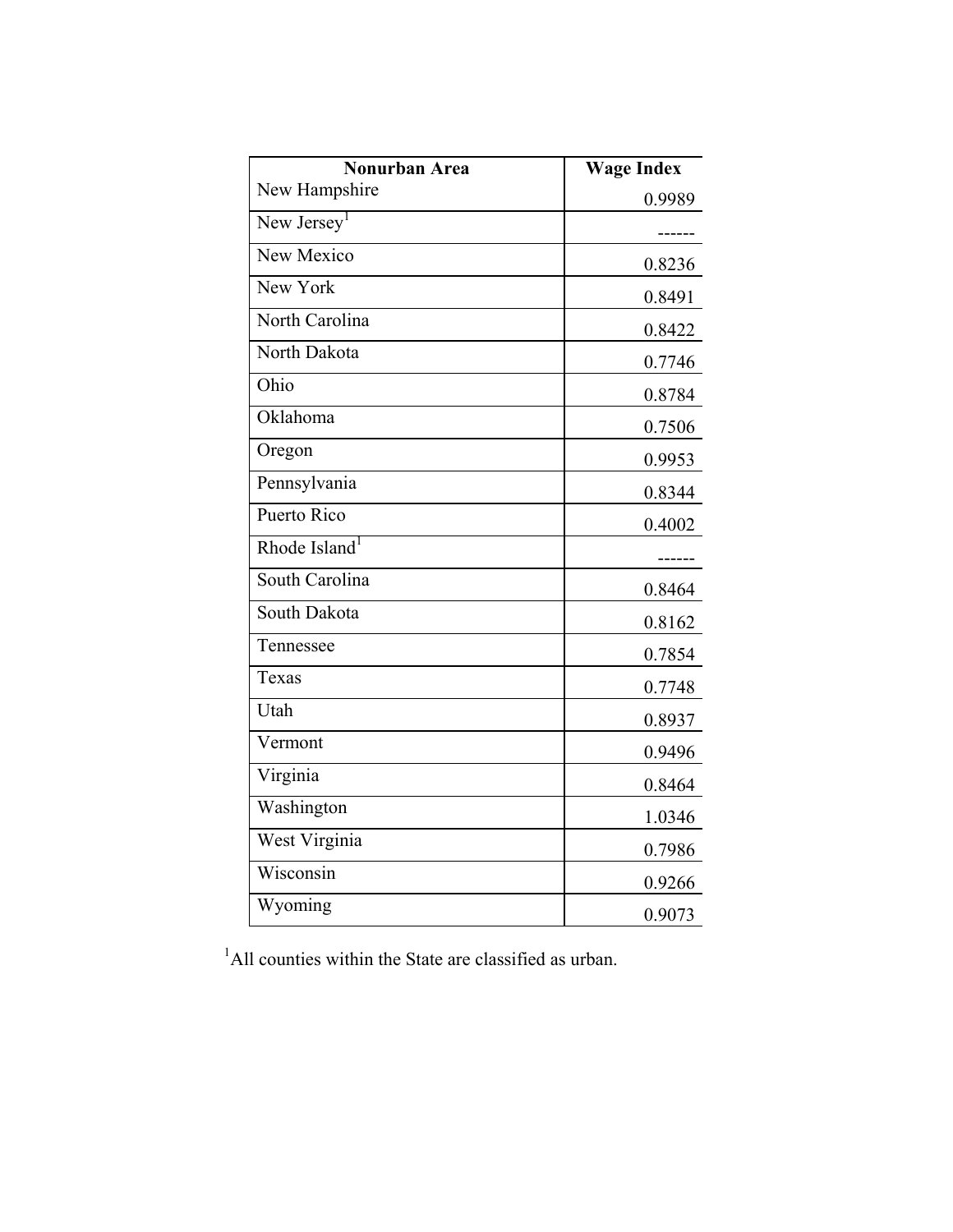| Nonurban Area | Wage Index |
| --- | --- |
| New Hampshire | 0.9989 |
| New Jersey[1] | ------ |
| New Mexico | 0.8236 |
| New York | 0.8491 |
| North Carolina | 0.8422 |
| North Dakota | 0.7746 |
| Ohio | 0.8784 |
| Oklahoma | 0.7506 |
| Oregon | 0.9953 |
| Pennsylvania | 0.8344 |
| Puerto Rico | 0.4002 |
| Rhode Island[1] | ------ |
| South Carolina | 0.8464 |
| South Dakota | 0.8162 |
| Tennessee | 0.7854 |
| Texas | 0.7748 |
| Utah | 0.8937 |
| Vermont | 0.9496 |
| Virginia | 0.8464 |
| Washington | 1.0346 |
| West Virginia | 0.7986 |
| Wisconsin | 0.9266 |
| Wyoming | 0.9073 |

[1]All counties within the State are classified as urban.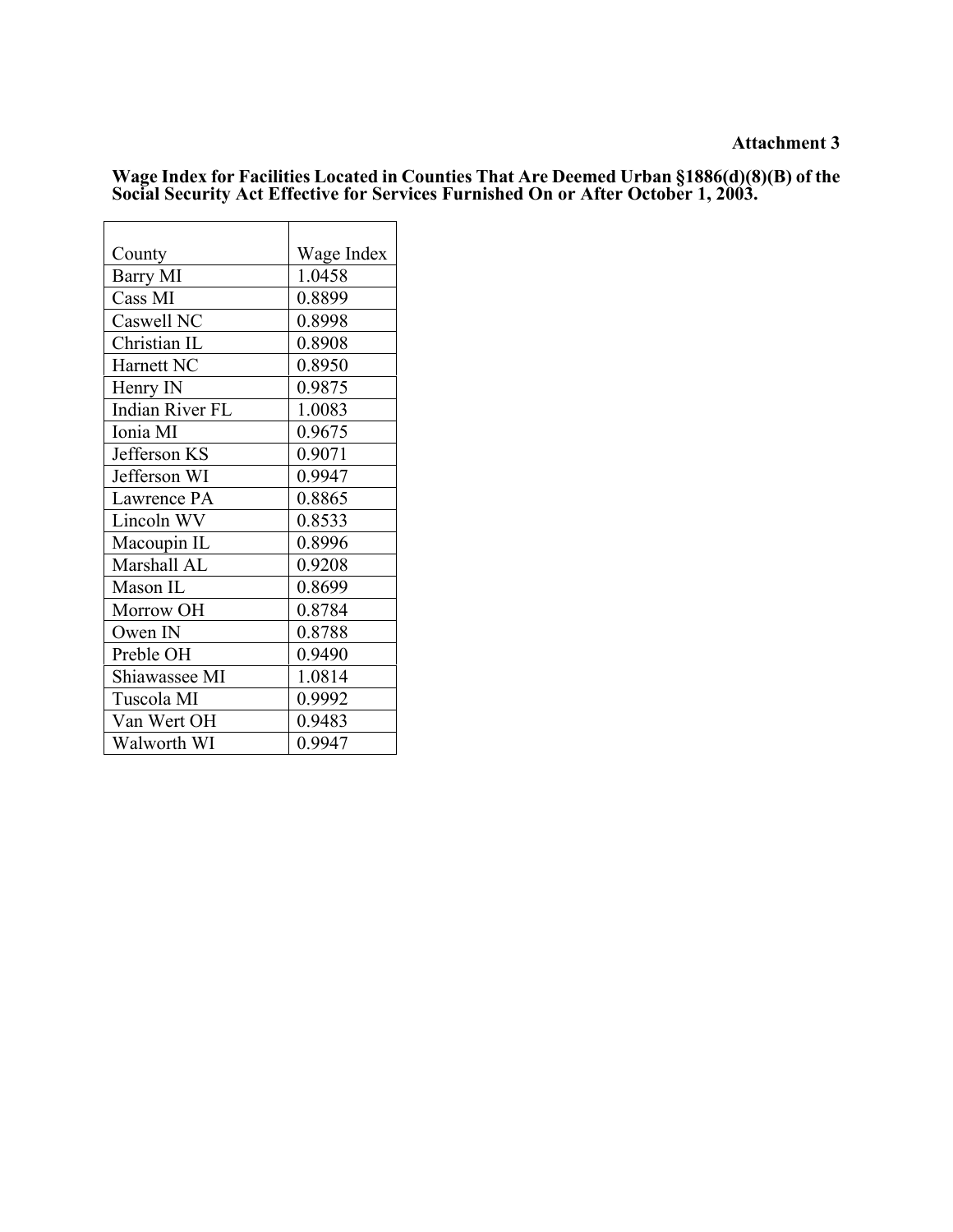**Attachment 3**

**Wage Index for Facilities Located in Counties That Are Deemed Urban §1886(d)(8)(B) of the Social Security Act Effective for Services Furnished On or After October 1, 2003.**

| County | Wage Index |
|---|---|
| Barry MI | 1.0458 |
| Cass MI | 0.8899 |
| Caswell NC | 0.8998 |
| Christian IL | 0.8908 |
| Harnett NC | 0.8950 |
| Henry IN | 0.9875 |
| Indian River FL | 1.0083 |
| Ionia MI | 0.9675 |
| Jefferson KS | 0.9071 |
| Jefferson WI | 0.9947 |
| Lawrence PA | 0.8865 |
| Lincoln WV | 0.8533 |
| Macoupin IL | 0.8996 |
| Marshall AL | 0.9208 |
| Mason IL | 0.8699 |
| Morrow OH | 0.8784 |
| Owen IN | 0.8788 |
| Preble OH | 0.9490 |
| Shiawassee MI | 1.0814 |
| Tuscola MI | 0.9992 |
| Van Wert OH | 0.9483 |
| Walworth WI | 0.9947 |